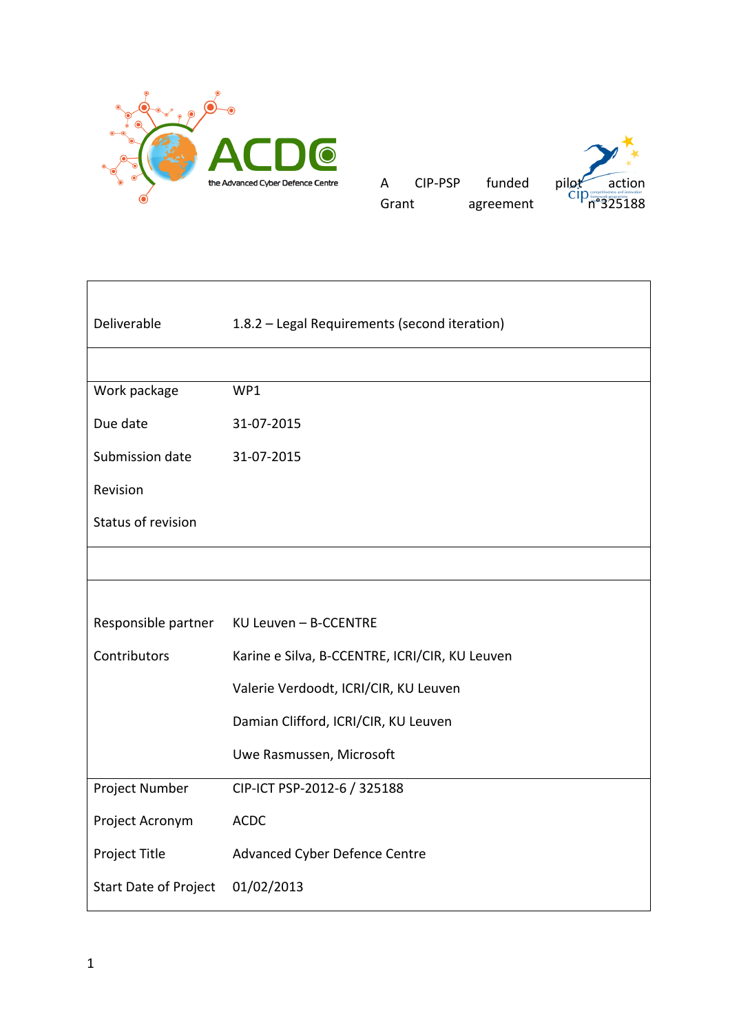ACDC

the Advanced Cyber Defence Centre

A CIP-PSP funded pilot action Grant agreement n°325188

| | |
|---|---|
| Deliverable | 1.8.2 – Legal Requirements (second iteration) |
| | |
| Work package | WP1 |
| Due date | 31-07-2015 |
| Submission date | 31-07-2015 |
| Revision | |
| Status of revision | |
| | |
| Responsible partner | KU Leuven – B-CCENTRE |
| Contributors | Karine e Silva, B-CCENTRE, ICRI/CIR, KU Leuven |
| | Valerie Verdoodt, ICRI/CIR, KU Leuven |
| | Damian Clifford, ICRI/CIR, KU Leuven |
| | Uwe Rasmussen, Microsoft |
| Project Number | CIP-ICT PSP-2012-6 / 325188 |
| Project Acronym | ACDC |
| Project Title | Advanced Cyber Defence Centre |
| Start Date of Project | 01/02/2013 |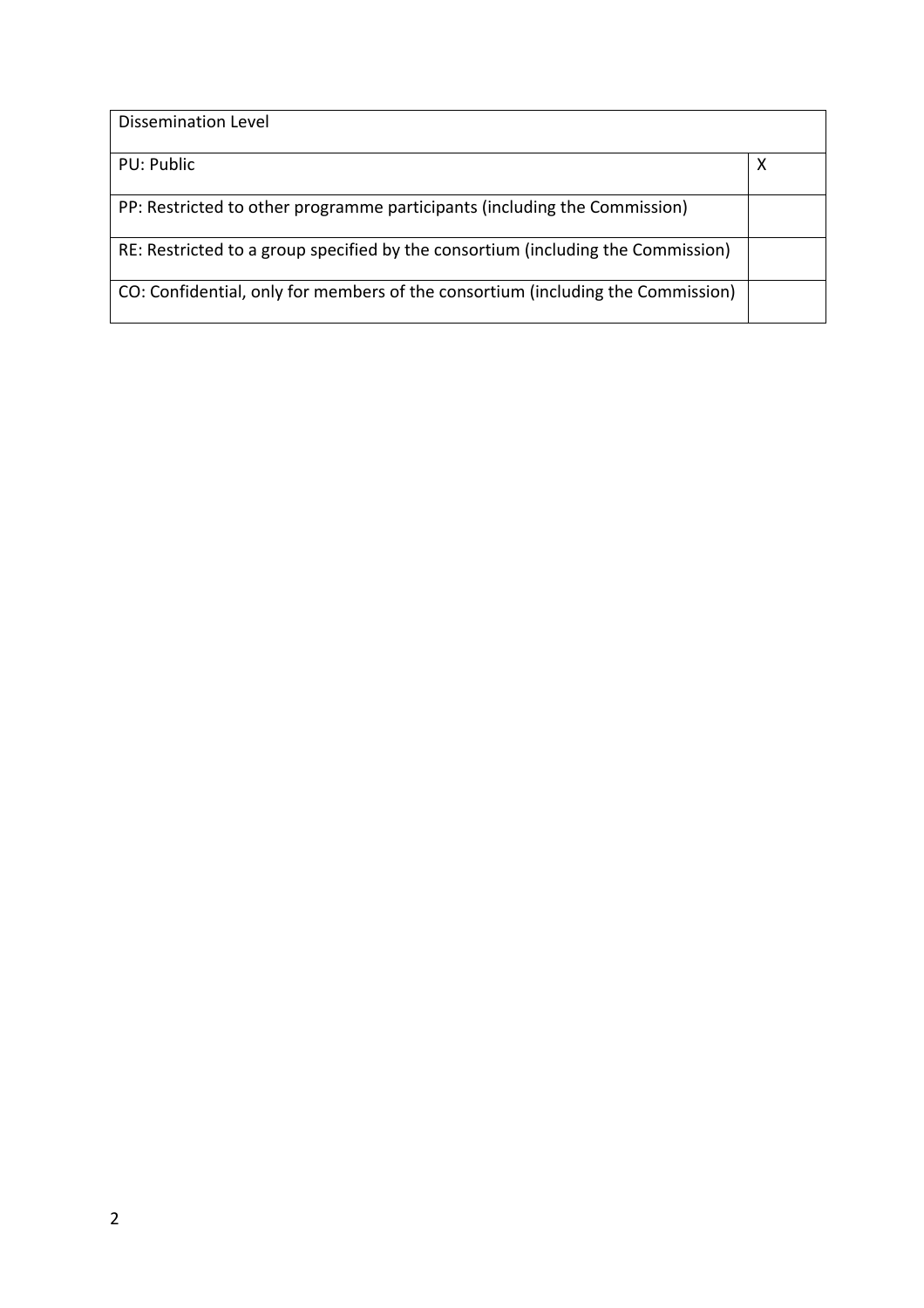| Dissemination Level | |
|---|---|
| PU: Public | X |
| PP: Restricted to other programme participants (including the Commission) | |
| RE: Restricted to a group specified by the consortium (including the Commission) | |
| CO: Confidential, only for members of the consortium (including the Commission) | |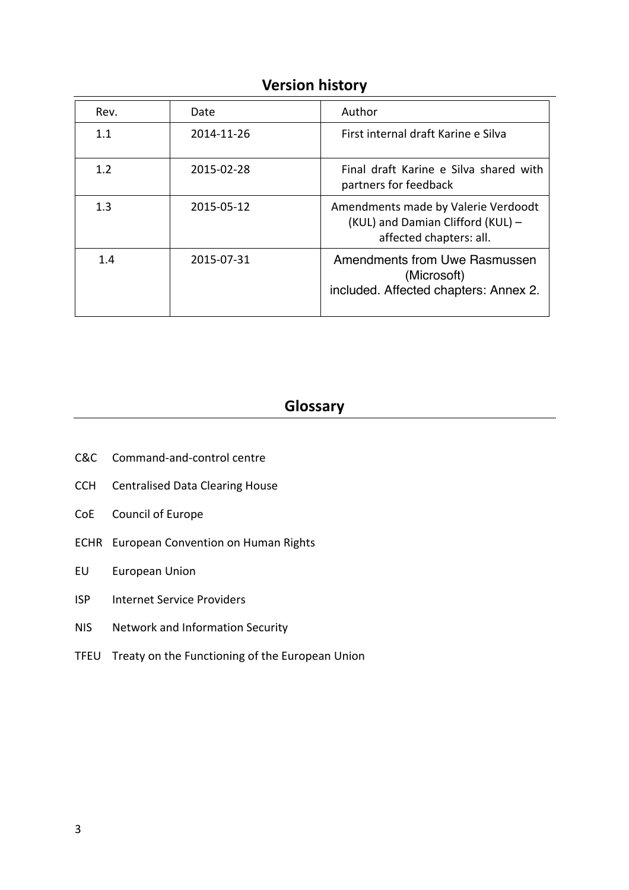## Version history

| Rev. | Date | Author |
|---|---|---|
| 1.1 | 2014-11-26 | First internal draft Karine e Silva |
| 1.2 | 2015-02-28 | Final draft Karine e Silva shared with partners for feedback |
| 1.3 | 2015-05-12 | Amendments made by Valerie Verdoodt (KUL) and Damian Clifford (KUL) – affected chapters: all. |
| 1.4 | 2015-07-31 | Amendments from Uwe Rasmussen (Microsoft) included. Affected chapters: Annex 2. |

## Glossary

- C&C Command-and-control centre
- CCH Centralised Data Clearing House
- CoE Council of Europe
- ECHR European Convention on Human Rights
- EU European Union
- ISP Internet Service Providers
- NIS Network and Information Security
- TFEU Treaty on the Functioning of the European Union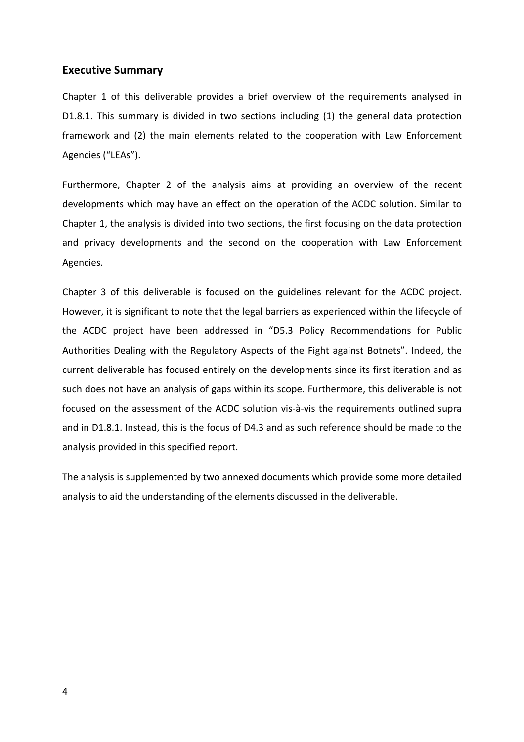## Executive Summary

Chapter 1 of this deliverable provides a brief overview of the requirements analysed in D1.8.1. This summary is divided in two sections including (1) the general data protection framework and (2) the main elements related to the cooperation with Law Enforcement Agencies ("LEAs").

Furthermore, Chapter 2 of the analysis aims at providing an overview of the recent developments which may have an effect on the operation of the ACDC solution. Similar to Chapter 1, the analysis is divided into two sections, the first focusing on the data protection and privacy developments and the second on the cooperation with Law Enforcement Agencies.

Chapter 3 of this deliverable is focused on the guidelines relevant for the ACDC project. However, it is significant to note that the legal barriers as experienced within the lifecycle of the ACDC project have been addressed in "D5.3 Policy Recommendations for Public Authorities Dealing with the Regulatory Aspects of the Fight against Botnets". Indeed, the current deliverable has focused entirely on the developments since its first iteration and as such does not have an analysis of gaps within its scope. Furthermore, this deliverable is not focused on the assessment of the ACDC solution vis-à-vis the requirements outlined supra and in D1.8.1. Instead, this is the focus of D4.3 and as such reference should be made to the analysis provided in this specified report.

The analysis is supplemented by two annexed documents which provide some more detailed analysis to aid the understanding of the elements discussed in the deliverable.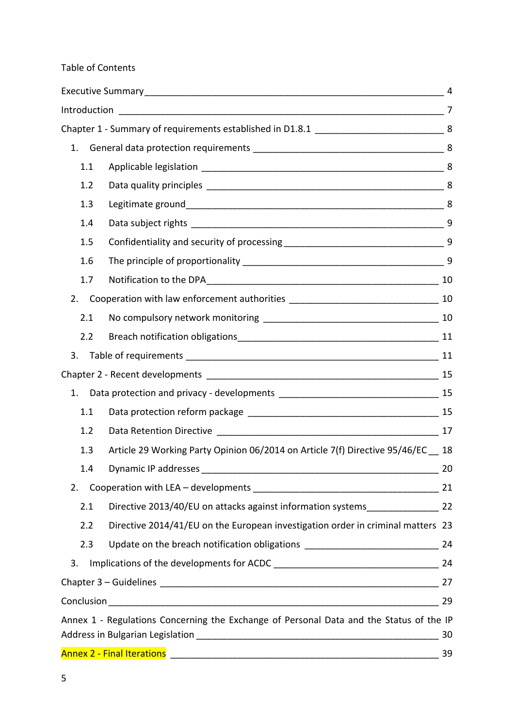Table of Contents

Executive Summary ____ 4

Introduction ____ 7

Chapter 1 - Summary of requirements established in D1.8.1 ____ 8

1. General data protection requirements ____ 8
   - 1.1 Applicable legislation ____ 8
   - 1.2 Data quality principles ____ 8
   - 1.3 Legitimate ground ____ 8
   - 1.4 Data subject rights ____ 9
   - 1.5 Confidentiality and security of processing ____ 9
   - 1.6 The principle of proportionality ____ 9
   - 1.7 Notification to the DPA ____ 10
2. Cooperation with law enforcement authorities ____ 10
   - 2.1 No compulsory network monitoring ____ 10
   - 2.2 Breach notification obligations ____ 11
3. Table of requirements ____ 11

Chapter 2 - Recent developments ____ 15

1. Data protection and privacy - developments ____ 15
   - 1.1 Data protection reform package ____ 15
   - 1.2 Data Retention Directive ____ 17
   - 1.3 Article 29 Working Party Opinion 06/2014 on Article 7(f) Directive 95/46/EC ____ 18
   - 1.4 Dynamic IP addresses ____ 20
2. Cooperation with LEA – developments ____ 21
   - 2.1 Directive 2013/40/EU on attacks against information systems ____ 22
   - 2.2 Directive 2014/41/EU on the European investigation order in criminal matters 23
   - 2.3 Update on the breach notification obligations ____ 24
3. Implications of the developments for ACDC ____ 24

Chapter 3 – Guidelines ____ 27

Conclusion ____ 29

Annex 1 - Regulations Concerning the Exchange of Personal Data and the Status of the IP Address in Bulgarian Legislation ____ 30

Annex 2 - Final Iterations ____ 39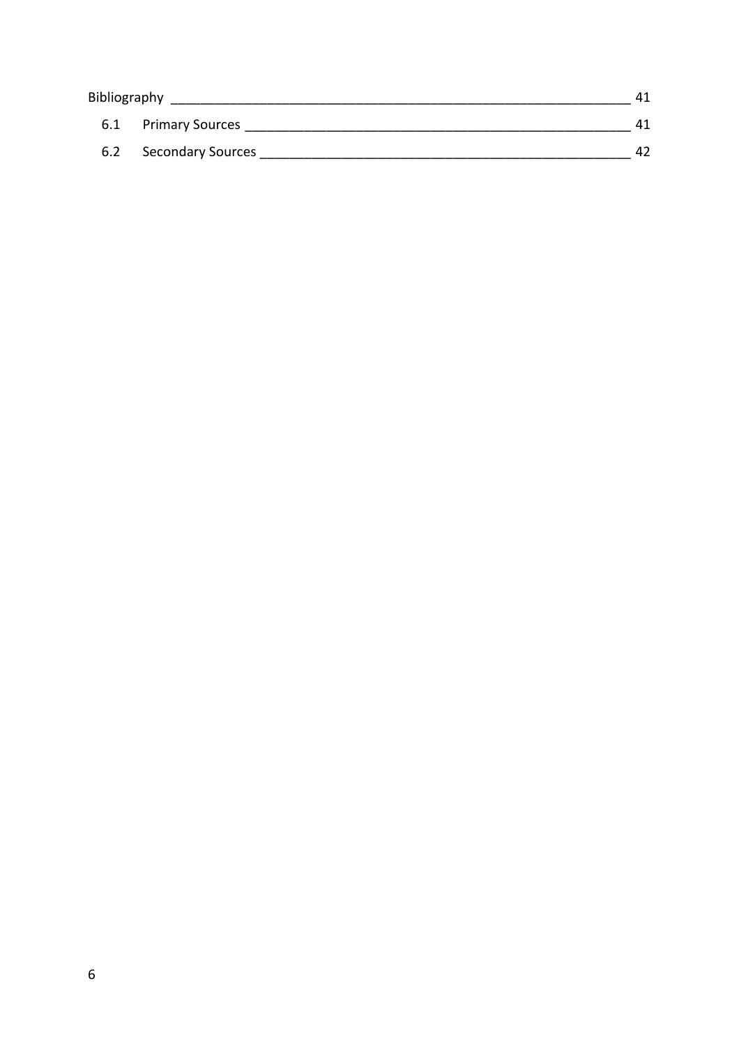Bibliography ___ 41

6.1 Primary Sources ___ 41

6.2 Secondary Sources ___ 42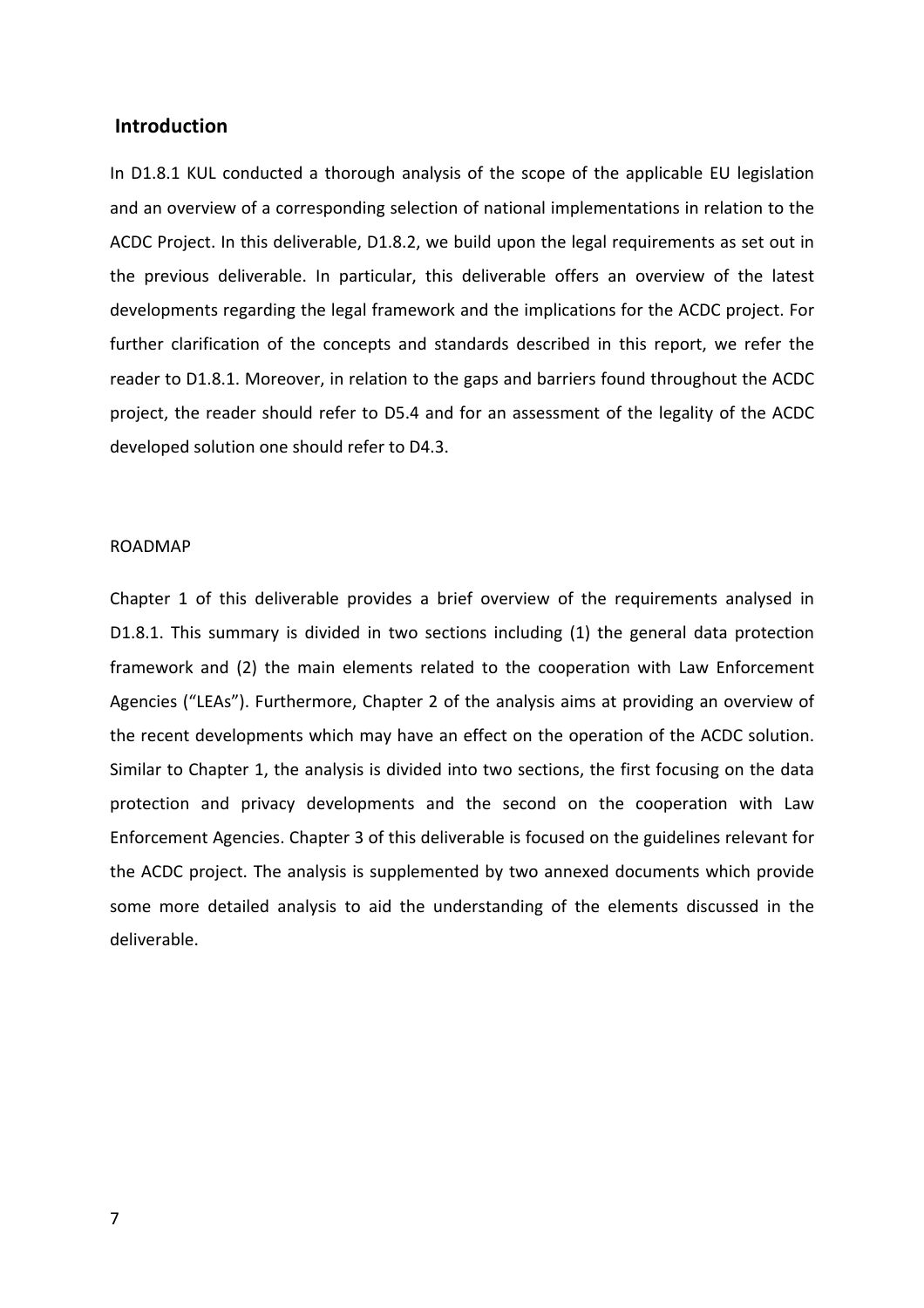## Introduction

In D1.8.1 KUL conducted a thorough analysis of the scope of the applicable EU legislation and an overview of a corresponding selection of national implementations in relation to the ACDC Project. In this deliverable, D1.8.2, we build upon the legal requirements as set out in the previous deliverable. In particular, this deliverable offers an overview of the latest developments regarding the legal framework and the implications for the ACDC project. For further clarification of the concepts and standards described in this report, we refer the reader to D1.8.1. Moreover, in relation to the gaps and barriers found throughout the ACDC project, the reader should refer to D5.4 and for an assessment of the legality of the ACDC developed solution one should refer to D4.3.

ROADMAP

Chapter 1 of this deliverable provides a brief overview of the requirements analysed in D1.8.1. This summary is divided in two sections including (1) the general data protection framework and (2) the main elements related to the cooperation with Law Enforcement Agencies ("LEAs"). Furthermore, Chapter 2 of the analysis aims at providing an overview of the recent developments which may have an effect on the operation of the ACDC solution. Similar to Chapter 1, the analysis is divided into two sections, the first focusing on the data protection and privacy developments and the second on the cooperation with Law Enforcement Agencies. Chapter 3 of this deliverable is focused on the guidelines relevant for the ACDC project. The analysis is supplemented by two annexed documents which provide some more detailed analysis to aid the understanding of the elements discussed in the deliverable.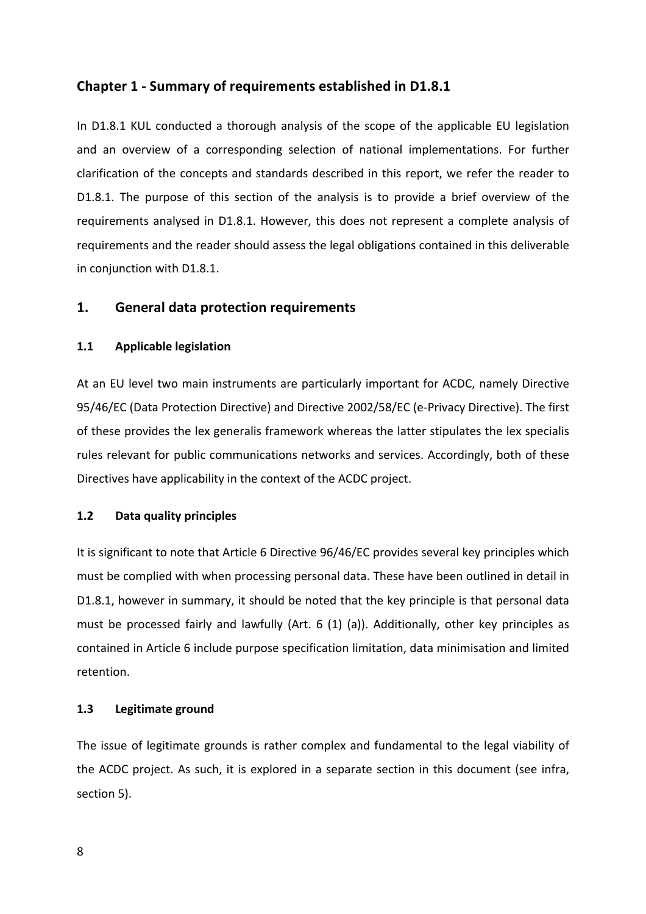## Chapter 1 - Summary of requirements established in D1.8.1

In D1.8.1 KUL conducted a thorough analysis of the scope of the applicable EU legislation and an overview of a corresponding selection of national implementations. For further clarification of the concepts and standards described in this report, we refer the reader to D1.8.1. The purpose of this section of the analysis is to provide a brief overview of the requirements analysed in D1.8.1. However, this does not represent a complete analysis of requirements and the reader should assess the legal obligations contained in this deliverable in conjunction with D1.8.1.

## 1. General data protection requirements

### 1.1 Applicable legislation

At an EU level two main instruments are particularly important for ACDC, namely Directive 95/46/EC (Data Protection Directive) and Directive 2002/58/EC (e-Privacy Directive). The first of these provides the lex generalis framework whereas the latter stipulates the lex specialis rules relevant for public communications networks and services. Accordingly, both of these Directives have applicability in the context of the ACDC project.

### 1.2 Data quality principles

It is significant to note that Article 6 Directive 96/46/EC provides several key principles which must be complied with when processing personal data. These have been outlined in detail in D1.8.1, however in summary, it should be noted that the key principle is that personal data must be processed fairly and lawfully (Art. 6 (1) (a)). Additionally, other key principles as contained in Article 6 include purpose specification limitation, data minimisation and limited retention.

### 1.3 Legitimate ground

The issue of legitimate grounds is rather complex and fundamental to the legal viability of the ACDC project. As such, it is explored in a separate section in this document (see infra, section 5).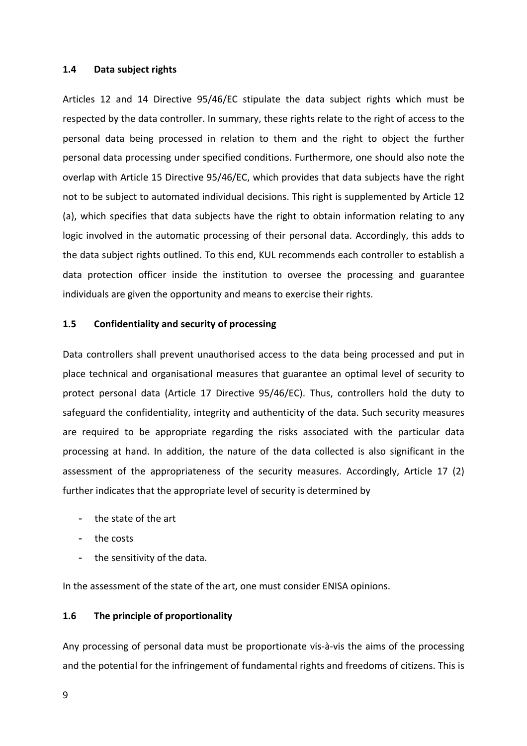### 1.4 Data subject rights

Articles 12 and 14 Directive 95/46/EC stipulate the data subject rights which must be respected by the data controller. In summary, these rights relate to the right of access to the personal data being processed in relation to them and the right to object the further personal data processing under specified conditions. Furthermore, one should also note the overlap with Article 15 Directive 95/46/EC, which provides that data subjects have the right not to be subject to automated individual decisions. This right is supplemented by Article 12 (a), which specifies that data subjects have the right to obtain information relating to any logic involved in the automatic processing of their personal data. Accordingly, this adds to the data subject rights outlined. To this end, KUL recommends each controller to establish a data protection officer inside the institution to oversee the processing and guarantee individuals are given the opportunity and means to exercise their rights.

### 1.5 Confidentiality and security of processing

Data controllers shall prevent unauthorised access to the data being processed and put in place technical and organisational measures that guarantee an optimal level of security to protect personal data (Article 17 Directive 95/46/EC). Thus, controllers hold the duty to safeguard the confidentiality, integrity and authenticity of the data. Such security measures are required to be appropriate regarding the risks associated with the particular data processing at hand. In addition, the nature of the data collected is also significant in the assessment of the appropriateness of the security measures. Accordingly, Article 17 (2) further indicates that the appropriate level of security is determined by

- the state of the art
- the costs
- the sensitivity of the data.

In the assessment of the state of the art, one must consider ENISA opinions.

### 1.6 The principle of proportionality

Any processing of personal data must be proportionate vis-à-vis the aims of the processing and the potential for the infringement of fundamental rights and freedoms of citizens. This is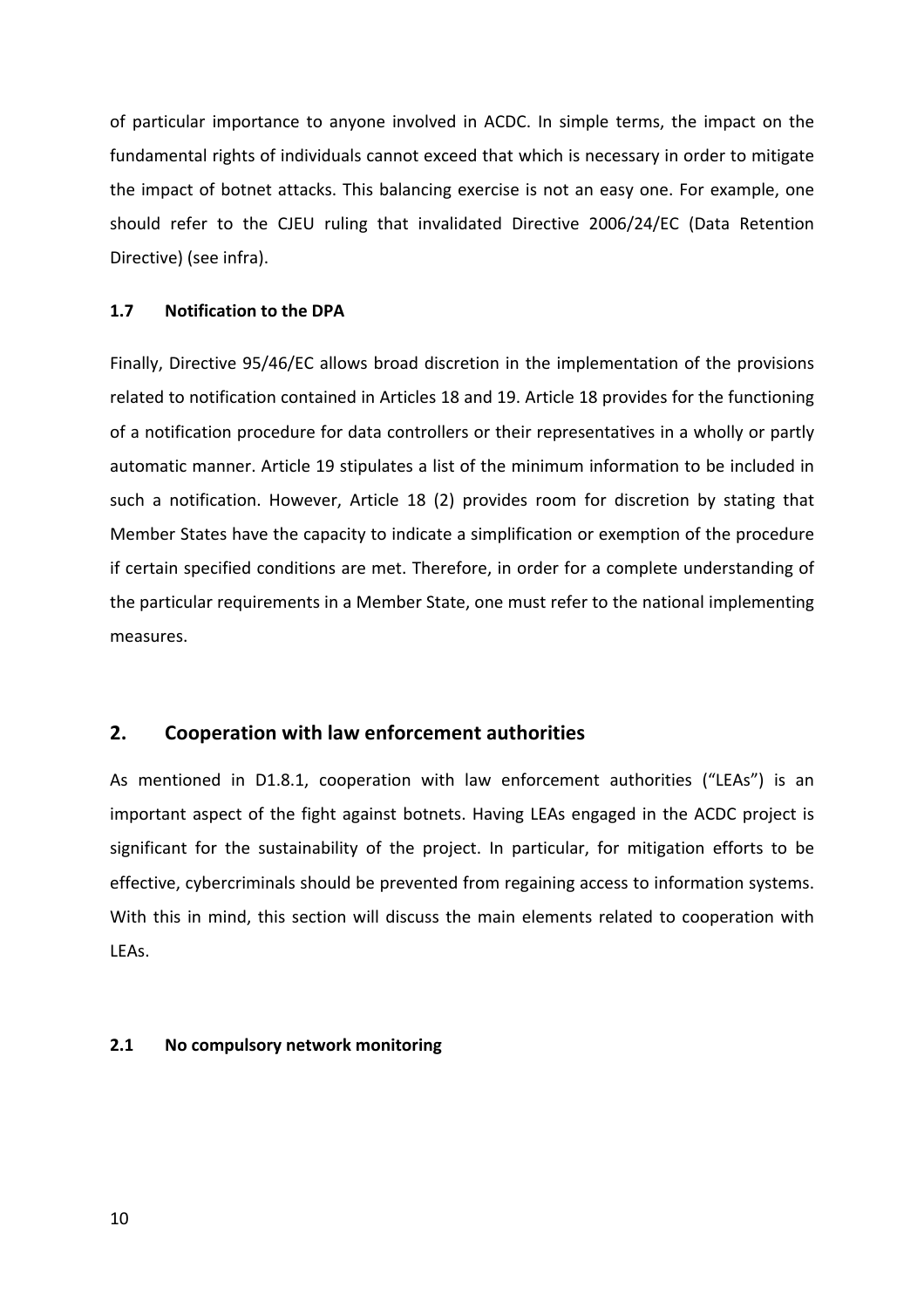of particular importance to anyone involved in ACDC. In simple terms, the impact on the fundamental rights of individuals cannot exceed that which is necessary in order to mitigate the impact of botnet attacks. This balancing exercise is not an easy one. For example, one should refer to the CJEU ruling that invalidated Directive 2006/24/EC (Data Retention Directive) (see infra).

### 1.7 Notification to the DPA

Finally, Directive 95/46/EC allows broad discretion in the implementation of the provisions related to notification contained in Articles 18 and 19. Article 18 provides for the functioning of a notification procedure for data controllers or their representatives in a wholly or partly automatic manner. Article 19 stipulates a list of the minimum information to be included in such a notification. However, Article 18 (2) provides room for discretion by stating that Member States have the capacity to indicate a simplification or exemption of the procedure if certain specified conditions are met. Therefore, in order for a complete understanding of the particular requirements in a Member State, one must refer to the national implementing measures.

## 2. Cooperation with law enforcement authorities

As mentioned in D1.8.1, cooperation with law enforcement authorities ("LEAs") is an important aspect of the fight against botnets. Having LEAs engaged in the ACDC project is significant for the sustainability of the project. In particular, for mitigation efforts to be effective, cybercriminals should be prevented from regaining access to information systems. With this in mind, this section will discuss the main elements related to cooperation with LEAs.

### 2.1 No compulsory network monitoring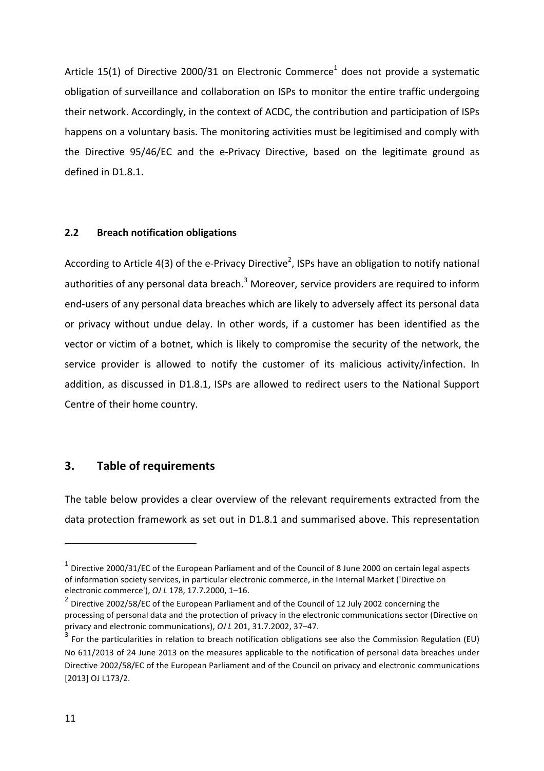Article 15(1) of Directive 2000/31 on Electronic Commerce[1] does not provide a systematic obligation of surveillance and collaboration on ISPs to monitor the entire traffic undergoing their network. Accordingly, in the context of ACDC, the contribution and participation of ISPs happens on a voluntary basis. The monitoring activities must be legitimised and comply with the Directive 95/46/EC and the e-Privacy Directive, based on the legitimate ground as defined in D1.8.1.

### 2.2 Breach notification obligations

According to Article 4(3) of the e-Privacy Directive[2], ISPs have an obligation to notify national authorities of any personal data breach.[3] Moreover, service providers are required to inform end-users of any personal data breaches which are likely to adversely affect its personal data or privacy without undue delay. In other words, if a customer has been identified as the vector or victim of a botnet, which is likely to compromise the security of the network, the service provider is allowed to notify the customer of its malicious activity/infection. In addition, as discussed in D1.8.1, ISPs are allowed to redirect users to the National Support Centre of their home country.

## 3. Table of requirements

The table below provides a clear overview of the relevant requirements extracted from the data protection framework as set out in D1.8.1 and summarised above. This representation

---

[1] Directive 2000/31/EC of the European Parliament and of the Council of 8 June 2000 on certain legal aspects of information society services, in particular electronic commerce, in the Internal Market ('Directive on electronic commerce'), *OJ L* 178, 17.7.2000, 1–16.

[2] Directive 2002/58/EC of the European Parliament and of the Council of 12 July 2002 concerning the processing of personal data and the protection of privacy in the electronic communications sector (Directive on privacy and electronic communications), *OJ L* 201, 31.7.2002, 37–47.

[3] For the particularities in relation to breach notification obligations see also the Commission Regulation (EU) No 611/2013 of 24 June 2013 on the measures applicable to the notification of personal data breaches under Directive 2002/58/EC of the European Parliament and of the Council on privacy and electronic communications [2013] OJ L173/2.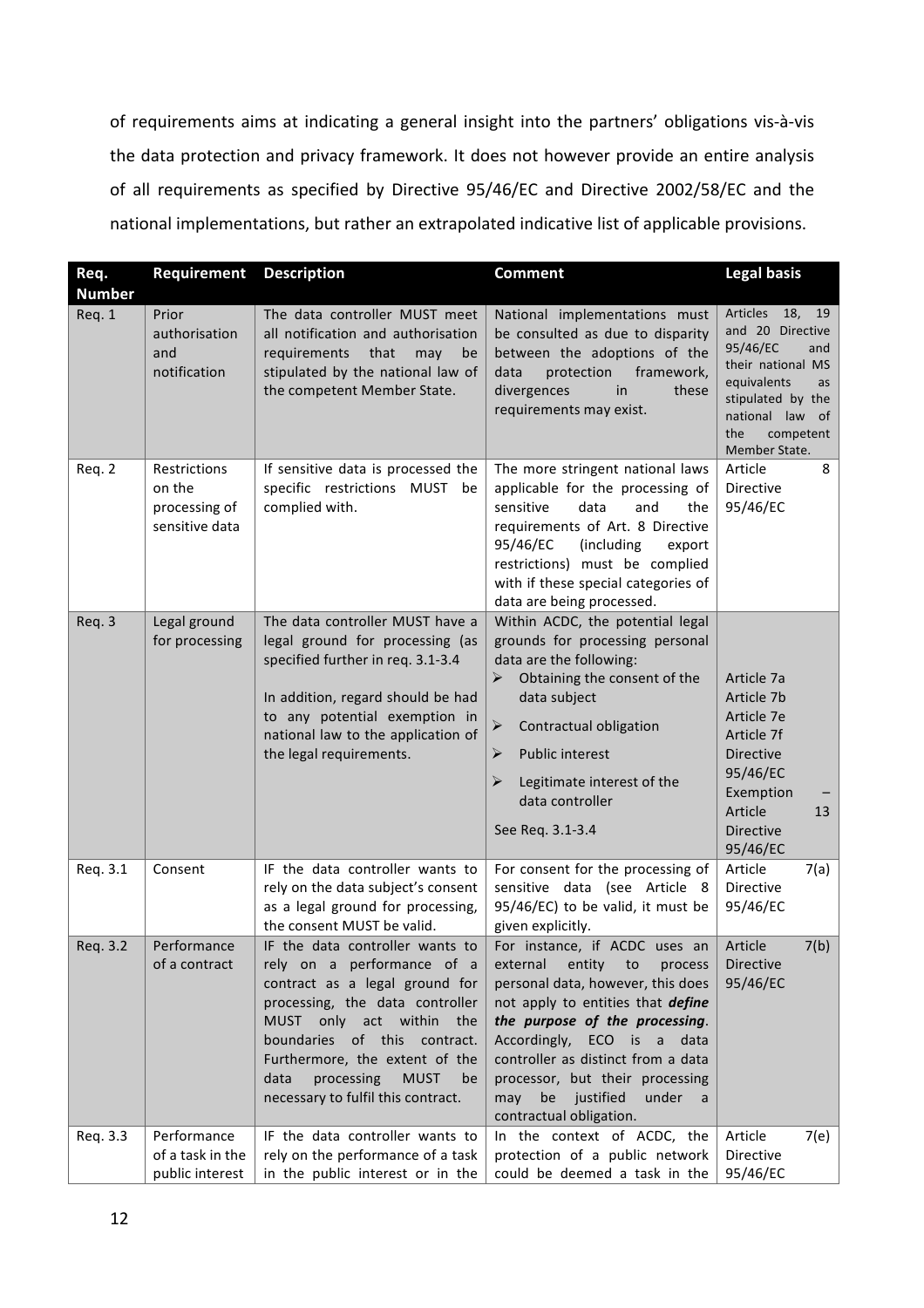of requirements aims at indicating a general insight into the partners' obligations vis-à-vis the data protection and privacy framework. It does not however provide an entire analysis of all requirements as specified by Directive 95/46/EC and Directive 2002/58/EC and the national implementations, but rather an extrapolated indicative list of applicable provisions.

| Req. Number | Requirement | Description | Comment | Legal basis |
|---|---|---|---|---|
| Req. 1 | Prior authorisation and notification | The data controller MUST meet all notification and authorisation requirements that may be stipulated by the national law of the competent Member State. | National implementations must be consulted as due to disparity between the adoptions of the data protection framework, divergences in these requirements may exist. | Articles 18, 19 and 20 Directive 95/46/EC and their national MS equivalents as stipulated by the national law of the competent Member State. |
| Req. 2 | Restrictions on the processing of sensitive data | If sensitive data is processed the specific restrictions MUST be complied with. | The more stringent national laws applicable for the processing of sensitive data and the requirements of Art. 8 Directive 95/46/EC (including export restrictions) must be complied with if these special categories of data are being processed. | Article 8 Directive 95/46/EC |
| Req. 3 | Legal ground for processing | The data controller MUST have a legal ground for processing (as specified further in req. 3.1-3.4<br><br>In addition, regard should be had to any potential exemption in national law to the application of the legal requirements. | Within ACDC, the potential legal grounds for processing personal data are the following:<br>➢ Obtaining the consent of the data subject<br>➢ Contractual obligation<br>➢ Public interest<br>➢ Legitimate interest of the data controller<br><br>See Req. 3.1-3.4 | Article 7a<br>Article 7b<br>Article 7e<br>Article 7f<br>Directive 95/46/EC<br>Exemption – Article 13 Directive 95/46/EC |
| Req. 3.1 | Consent | IF the data controller wants to rely on the data subject's consent as a legal ground for processing, the consent MUST be valid. | For consent for the processing of sensitive data (see Article 8 95/46/EC) to be valid, it must be given explicitly. | Article 7(a) Directive 95/46/EC |
| Req. 3.2 | Performance of a contract | IF the data controller wants to rely on a performance of a contract as a legal ground for processing, the data controller MUST only act within the boundaries of this contract. Furthermore, the extent of the data processing MUST be necessary to fulfil this contract. | For instance, if ACDC uses an external entity to process personal data, however, this does not apply to entities that ***define the purpose of the processing***. Accordingly, ECO is a data controller as distinct from a data processor, but their processing may be justified under a contractual obligation. | Article 7(b) Directive 95/46/EC |
| Req. 3.3 | Performance of a task in the public interest | IF the data controller wants to rely on the performance of a task in the public interest or in the | In the context of ACDC, the protection of a public network could be deemed a task in the | Article 7(e) Directive 95/46/EC |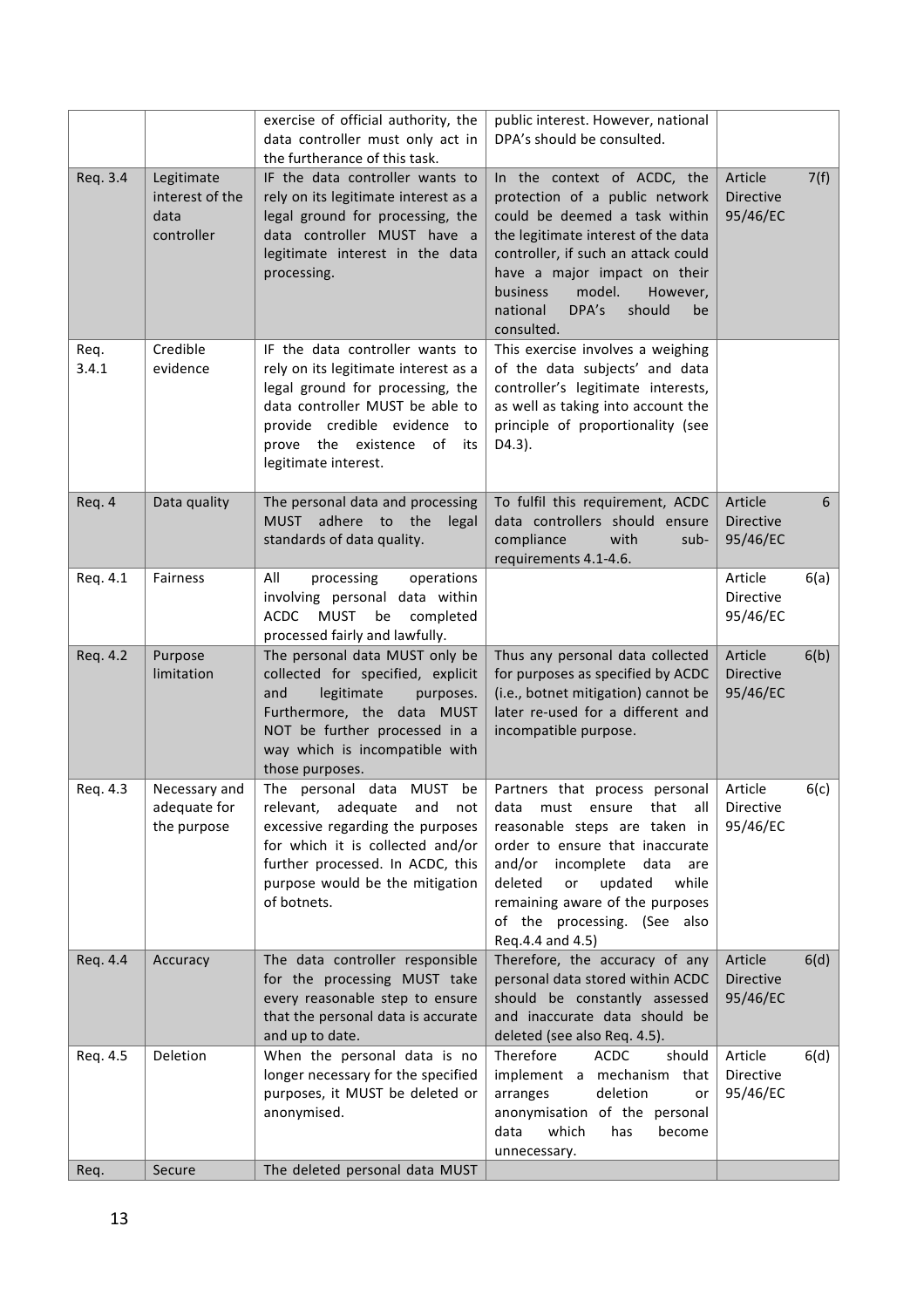| | | exercise of official authority, the data controller must only act in the furtherance of this task. | public interest. However, national DPA's should be consulted. | |
|---|---|---|---|---|
| Req. 3.4 | Legitimate interest of the data controller | IF the data controller wants to rely on its legitimate interest as a legal ground for processing, the data controller MUST have a legitimate interest in the data processing. | In the context of ACDC, the protection of a public network could be deemed a task within the legitimate interest of the data controller, if such an attack could have a major impact on their business model. However, national DPA's should be consulted. | Article 7(f) Directive 95/46/EC |
| Req. 3.4.1 | Credible evidence | IF the data controller wants to rely on its legitimate interest as a legal ground for processing, the data controller MUST be able to provide credible evidence to prove the existence of its legitimate interest. | This exercise involves a weighing of the data subjects' and data controller's legitimate interests, as well as taking into account the principle of proportionality (see D4.3). | |
| Req. 4 | Data quality | The personal data and processing MUST adhere to the legal standards of data quality. | To fulfil this requirement, ACDC data controllers should ensure compliance with sub-requirements 4.1-4.6. | Article 6 Directive 95/46/EC |
| Req. 4.1 | Fairness | All processing operations involving personal data within ACDC MUST be completed processed fairly and lawfully. | | Article 6(a) Directive 95/46/EC |
| Req. 4.2 | Purpose limitation | The personal data MUST only be collected for specified, explicit and legitimate purposes. Furthermore, the data MUST NOT be further processed in a way which is incompatible with those purposes. | Thus any personal data collected for purposes as specified by ACDC (i.e., botnet mitigation) cannot be later re-used for a different and incompatible purpose. | Article 6(b) Directive 95/46/EC |
| Req. 4.3 | Necessary and adequate for the purpose | The personal data MUST be relevant, adequate and not excessive regarding the purposes for which it is collected and/or further processed. In ACDC, this purpose would be the mitigation of botnets. | Partners that process personal data must ensure that all reasonable steps are taken in order to ensure that inaccurate and/or incomplete data are deleted or updated while remaining aware of the purposes of the processing. (See also Req.4.4 and 4.5) | Article 6(c) Directive 95/46/EC |
| Req. 4.4 | Accuracy | The data controller responsible for the processing MUST take every reasonable step to ensure that the personal data is accurate and up to date. | Therefore, the accuracy of any personal data stored within ACDC should be constantly assessed and inaccurate data should be deleted (see also Req. 4.5). | Article 6(d) Directive 95/46/EC |
| Req. 4.5 | Deletion | When the personal data is no longer necessary for the specified purposes, it MUST be deleted or anonymised. | Therefore ACDC should implement a mechanism that arranges deletion or anonymisation of the personal data which has become unnecessary. | Article 6(d) Directive 95/46/EC |
| Req. | Secure | The deleted personal data MUST | | |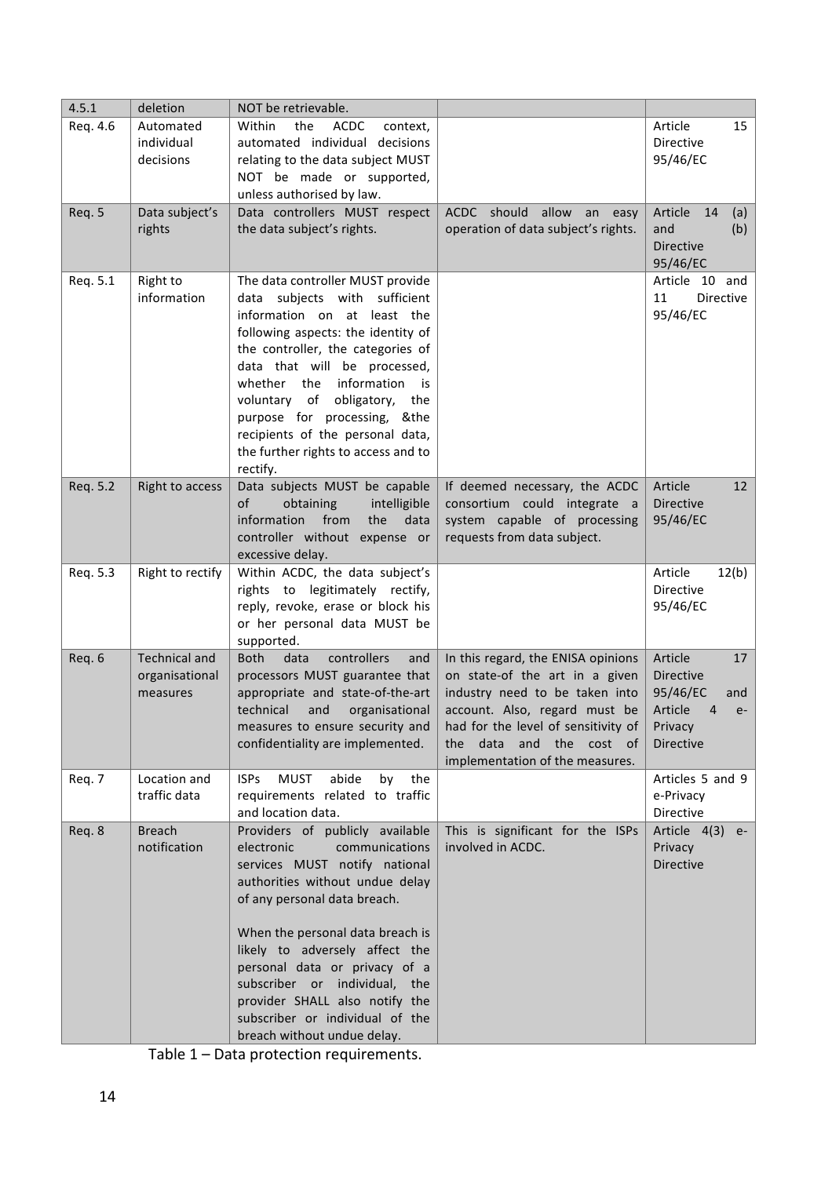| | | | | |
|---|---|---|---|---|
| 4.5.1 | deletion | NOT be retrievable. | | |
| Req. 4.6 | Automated individual decisions | Within the ACDC context, automated individual decisions relating to the data subject MUST NOT be made or supported, unless authorised by law. | | Article 15 Directive 95/46/EC |
| Req. 5 | Data subject's rights | Data controllers MUST respect the data subject's rights. | ACDC should allow an easy operation of data subject's rights. | Article 14 (a) and (b) Directive 95/46/EC |
| Req. 5.1 | Right to information | The data controller MUST provide data subjects with sufficient information on at least the following aspects: the identity of the controller, the categories of data that will be processed, whether the information is voluntary of obligatory, the purpose for processing, &the recipients of the personal data, the further rights to access and to rectify. | | Article 10 and 11 Directive 95/46/EC |
| Req. 5.2 | Right to access | Data subjects MUST be capable of obtaining intelligible information from the data controller without expense or excessive delay. | If deemed necessary, the ACDC consortium could integrate a system capable of processing requests from data subject. | Article 12 Directive 95/46/EC |
| Req. 5.3 | Right to rectify | Within ACDC, the data subject's rights to legitimately rectify, reply, revoke, erase or block his or her personal data MUST be supported. | | Article 12(b) Directive 95/46/EC |
| Req. 6 | Technical and organisational measures | Both data controllers and processors MUST guarantee that appropriate and state-of-the-art technical and organisational measures to ensure security and confidentiality are implemented. | In this regard, the ENISA opinions on state-of the art in a given industry need to be taken into account. Also, regard must be had for the level of sensitivity of the data and the cost of implementation of the measures. | Article 17 Directive 95/46/EC and Article 4 e-Privacy Directive |
| Req. 7 | Location and traffic data | ISPs MUST abide by the requirements related to traffic and location data. | | Articles 5 and 9 e-Privacy Directive |
| Req. 8 | Breach notification | Providers of publicly available electronic communications services MUST notify national authorities without undue delay of any personal data breach.<br><br>When the personal data breach is likely to adversely affect the personal data or privacy of a subscriber or individual, the provider SHALL also notify the subscriber or individual of the breach without undue delay. | This is significant for the ISPs involved in ACDC. | Article 4(3) e-Privacy Directive |

Table 1 – Data protection requirements.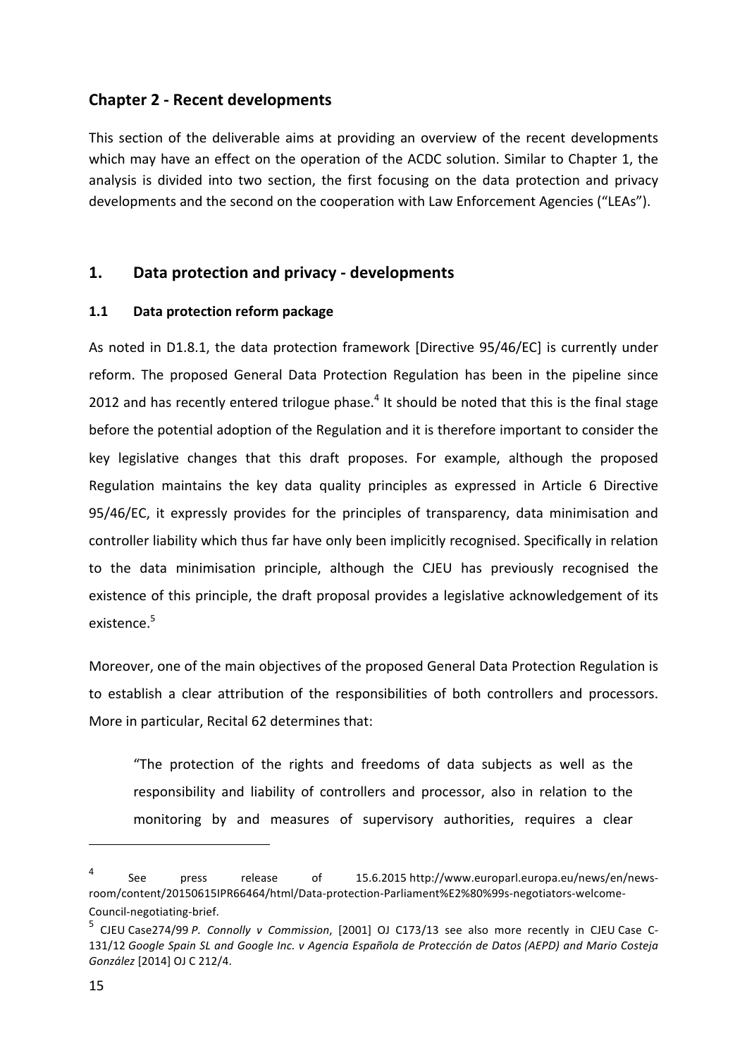## Chapter 2 - Recent developments

This section of the deliverable aims at providing an overview of the recent developments which may have an effect on the operation of the ACDC solution. Similar to Chapter 1, the analysis is divided into two section, the first focusing on the data protection and privacy developments and the second on the cooperation with Law Enforcement Agencies ("LEAs").

## 1. Data protection and privacy - developments

### 1.1 Data protection reform package

As noted in D1.8.1, the data protection framework [Directive 95/46/EC] is currently under reform. The proposed General Data Protection Regulation has been in the pipeline since 2012 and has recently entered trilogue phase.[4] It should be noted that this is the final stage before the potential adoption of the Regulation and it is therefore important to consider the key legislative changes that this draft proposes. For example, although the proposed Regulation maintains the key data quality principles as expressed in Article 6 Directive 95/46/EC, it expressly provides for the principles of transparency, data minimisation and controller liability which thus far have only been implicitly recognised. Specifically in relation to the data minimisation principle, although the CJEU has previously recognised the existence of this principle, the draft proposal provides a legislative acknowledgement of its existence.[5]

Moreover, one of the main objectives of the proposed General Data Protection Regulation is to establish a clear attribution of the responsibilities of both controllers and processors. More in particular, Recital 62 determines that:

> "The protection of the rights and freedoms of data subjects as well as the responsibility and liability of controllers and processor, also in relation to the monitoring by and measures of supervisory authorities, requires a clear

---

[4] See press release of 15.6.2015 http://www.europarl.europa.eu/news/en/news-room/content/20150615IPR66464/html/Data-protection-Parliament%E2%80%99s-negotiators-welcome-Council-negotiating-brief.

[5] CJEU Case274/99 *P. Connolly v Commission*, [2001] OJ C173/13 see also more recently in CJEU Case C-131/12 *Google Spain SL and Google Inc. v Agencia Española de Protección de Datos (AEPD) and Mario Costeja González* [2014] OJ C 212/4.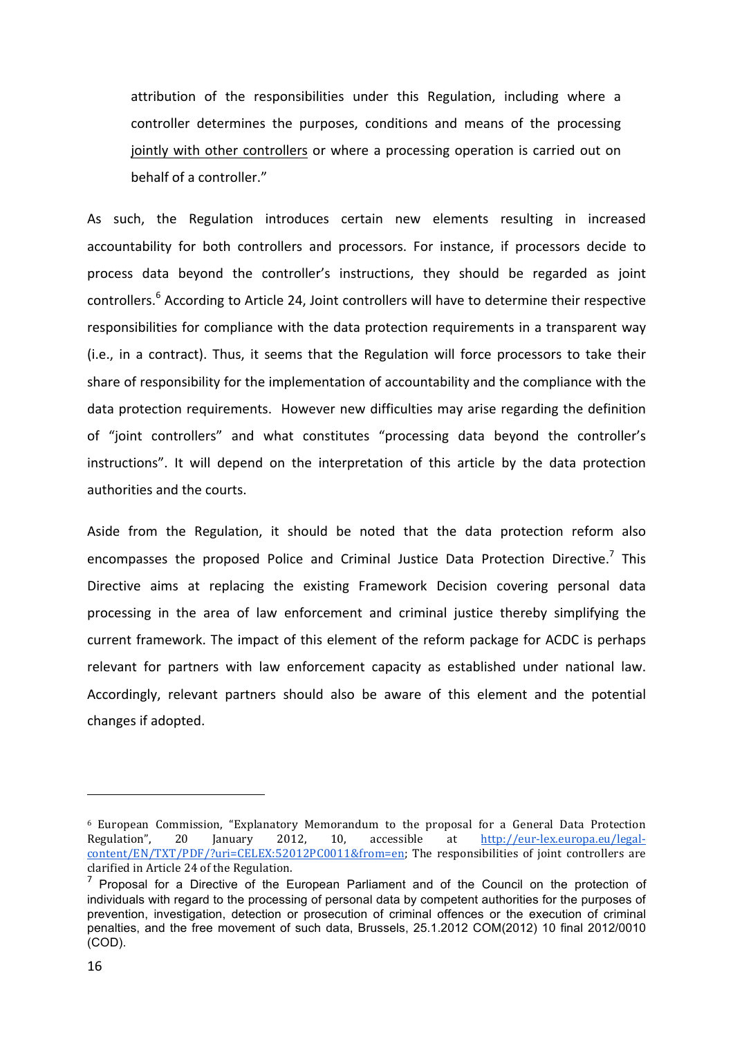attribution of the responsibilities under this Regulation, including where a controller determines the purposes, conditions and means of the processing <u>jointly with other controllers</u> or where a processing operation is carried out on behalf of a controller."

As such, the Regulation introduces certain new elements resulting in increased accountability for both controllers and processors. For instance, if processors decide to process data beyond the controller's instructions, they should be regarded as joint controllers.[6] According to Article 24, Joint controllers will have to determine their respective responsibilities for compliance with the data protection requirements in a transparent way (i.e., in a contract). Thus, it seems that the Regulation will force processors to take their share of responsibility for the implementation of accountability and the compliance with the data protection requirements. However new difficulties may arise regarding the definition of "joint controllers" and what constitutes "processing data beyond the controller's instructions". It will depend on the interpretation of this article by the data protection authorities and the courts.

Aside from the Regulation, it should be noted that the data protection reform also encompasses the proposed Police and Criminal Justice Data Protection Directive.[7] This Directive aims at replacing the existing Framework Decision covering personal data processing in the area of law enforcement and criminal justice thereby simplifying the current framework. The impact of this element of the reform package for ACDC is perhaps relevant for partners with law enforcement capacity as established under national law. Accordingly, relevant partners should also be aware of this element and the potential changes if adopted.

---

[6] European Commission, "Explanatory Memorandum to the proposal for a General Data Protection Regulation", 20 January 2012, 10, accessible at http://eur-lex.europa.eu/legal-content/EN/TXT/PDF/?uri=CELEX:52012PC0011&from=en; The responsibilities of joint controllers are clarified in Article 24 of the Regulation.

[7] Proposal for a Directive of the European Parliament and of the Council on the protection of individuals with regard to the processing of personal data by competent authorities for the purposes of prevention, investigation, detection or prosecution of criminal offences or the execution of criminal penalties, and the free movement of such data, Brussels, 25.1.2012 COM(2012) 10 final 2012/0010 (COD).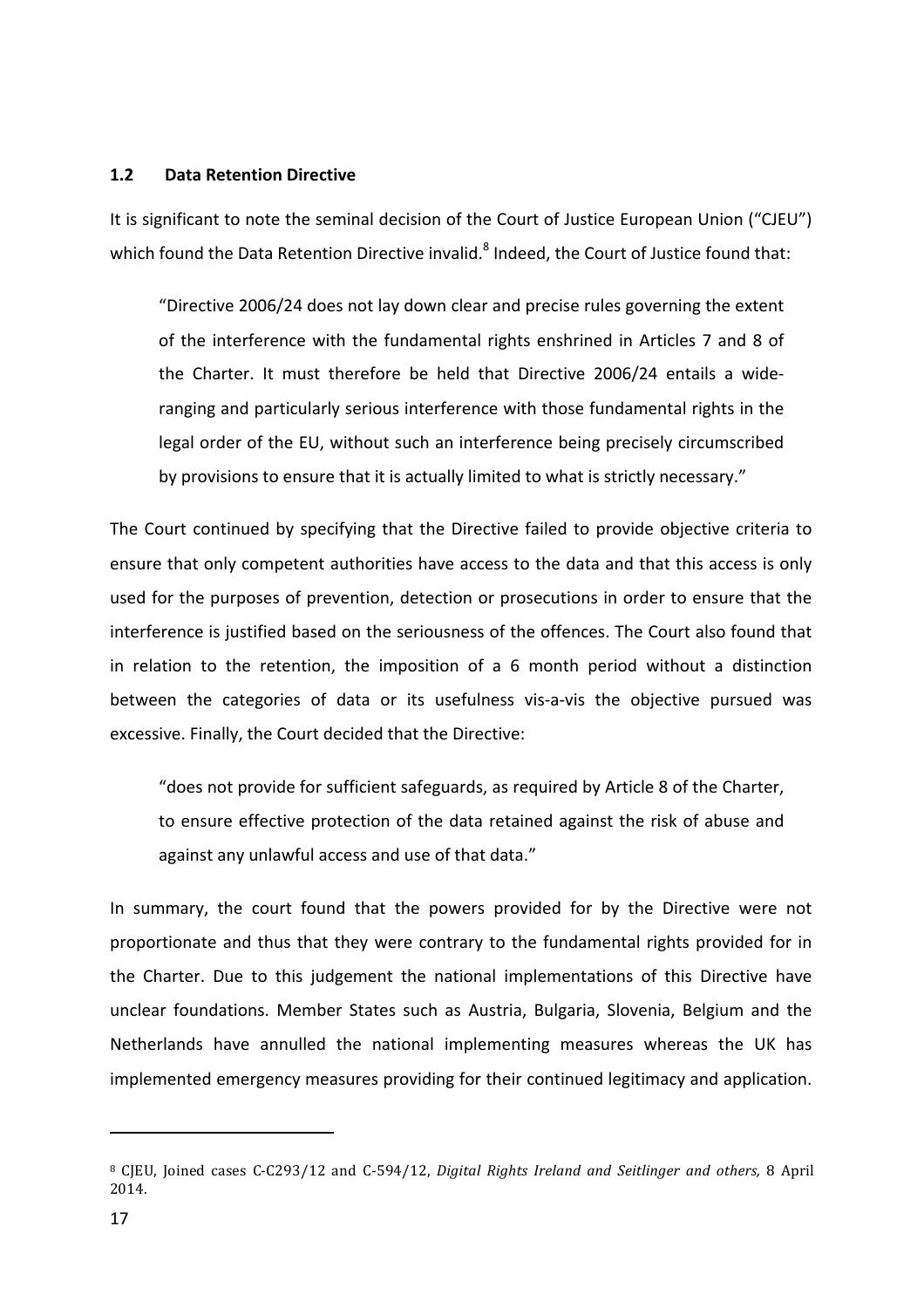### 1.2 Data Retention Directive

It is significant to note the seminal decision of the Court of Justice European Union ("CJEU") which found the Data Retention Directive invalid.[8] Indeed, the Court of Justice found that:

> "Directive 2006/24 does not lay down clear and precise rules governing the extent of the interference with the fundamental rights enshrined in Articles 7 and 8 of the Charter. It must therefore be held that Directive 2006/24 entails a wide-ranging and particularly serious interference with those fundamental rights in the legal order of the EU, without such an interference being precisely circumscribed by provisions to ensure that it is actually limited to what is strictly necessary."

The Court continued by specifying that the Directive failed to provide objective criteria to ensure that only competent authorities have access to the data and that this access is only used for the purposes of prevention, detection or prosecutions in order to ensure that the interference is justified based on the seriousness of the offences. The Court also found that in relation to the retention, the imposition of a 6 month period without a distinction between the categories of data or its usefulness vis-a-vis the objective pursued was excessive. Finally, the Court decided that the Directive:

> "does not provide for sufficient safeguards, as required by Article 8 of the Charter, to ensure effective protection of the data retained against the risk of abuse and against any unlawful access and use of that data."

In summary, the court found that the powers provided for by the Directive were not proportionate and thus that they were contrary to the fundamental rights provided for in the Charter. Due to this judgement the national implementations of this Directive have unclear foundations. Member States such as Austria, Bulgaria, Slovenia, Belgium and the Netherlands have annulled the national implementing measures whereas the UK has implemented emergency measures providing for their continued legitimacy and application.

---

[8] CJEU, Joined cases C-C293/12 and C-594/12, *Digital Rights Ireland and Seitlinger and others,* 8 April 2014.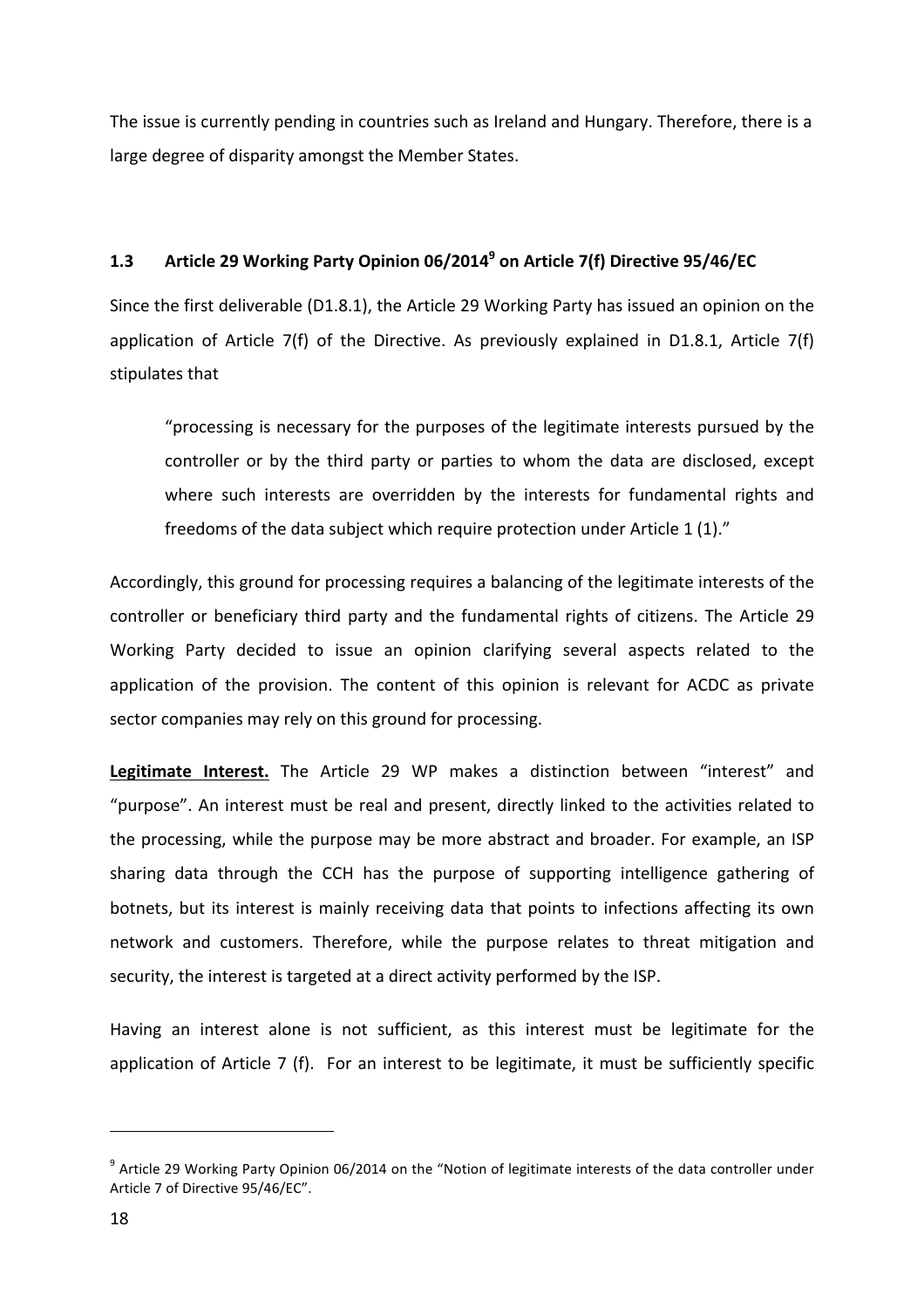The issue is currently pending in countries such as Ireland and Hungary. Therefore, there is a large degree of disparity amongst the Member States.

### 1.3 Article 29 Working Party Opinion 06/2014[9] on Article 7(f) Directive 95/46/EC

Since the first deliverable (D1.8.1), the Article 29 Working Party has issued an opinion on the application of Article 7(f) of the Directive. As previously explained in D1.8.1, Article 7(f) stipulates that

> "processing is necessary for the purposes of the legitimate interests pursued by the controller or by the third party or parties to whom the data are disclosed, except where such interests are overridden by the interests for fundamental rights and freedoms of the data subject which require protection under Article 1 (1)."

Accordingly, this ground for processing requires a balancing of the legitimate interests of the controller or beneficiary third party and the fundamental rights of citizens. The Article 29 Working Party decided to issue an opinion clarifying several aspects related to the application of the provision. The content of this opinion is relevant for ACDC as private sector companies may rely on this ground for processing.

**Legitimate Interest.** The Article 29 WP makes a distinction between "interest" and "purpose". An interest must be real and present, directly linked to the activities related to the processing, while the purpose may be more abstract and broader. For example, an ISP sharing data through the CCH has the purpose of supporting intelligence gathering of botnets, but its interest is mainly receiving data that points to infections affecting its own network and customers. Therefore, while the purpose relates to threat mitigation and security, the interest is targeted at a direct activity performed by the ISP.

Having an interest alone is not sufficient, as this interest must be legitimate for the application of Article 7 (f). For an interest to be legitimate, it must be sufficiently specific

---

[9] Article 29 Working Party Opinion 06/2014 on the "Notion of legitimate interests of the data controller under Article 7 of Directive 95/46/EC".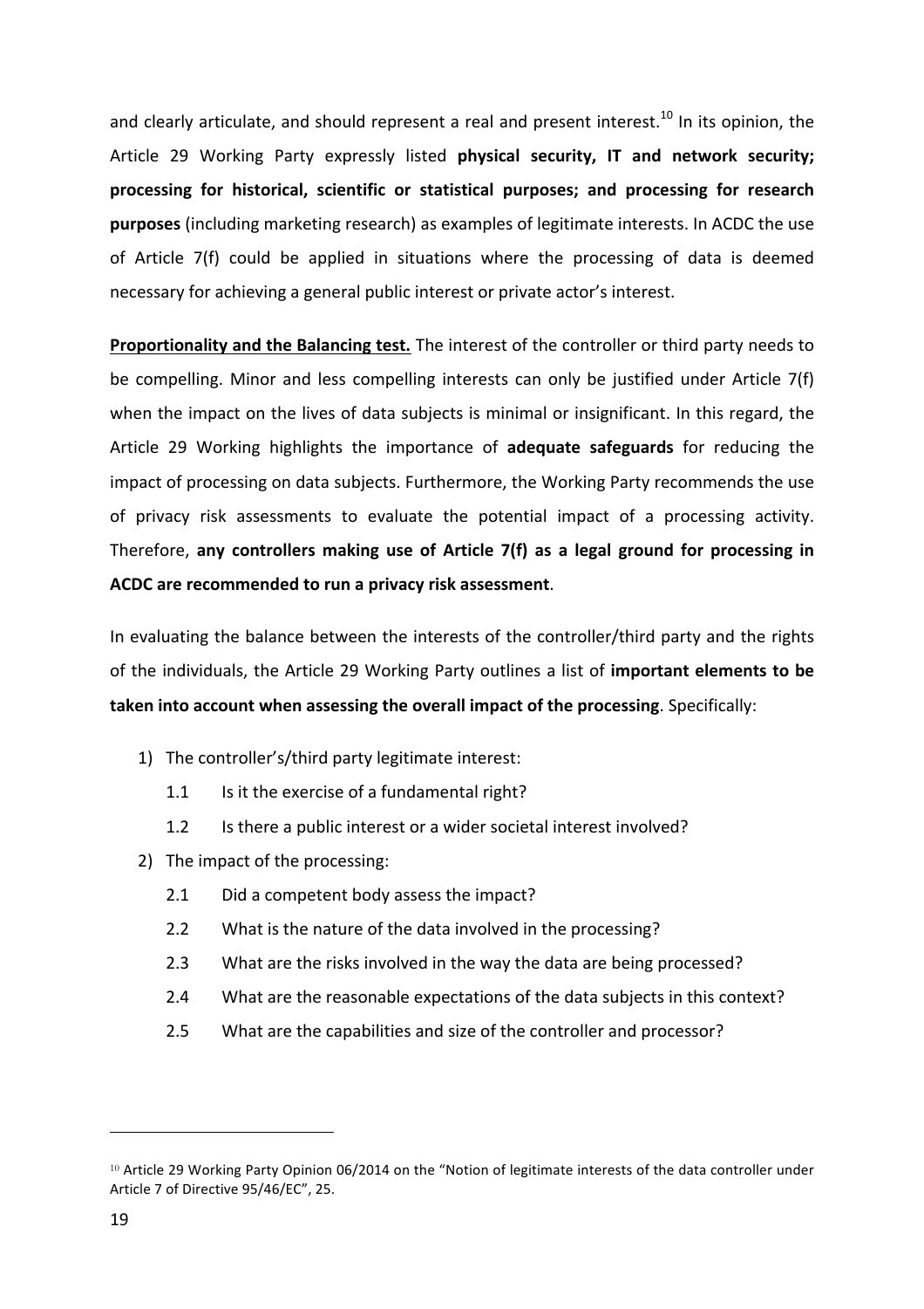and clearly articulate, and should represent a real and present interest.[10] In its opinion, the Article 29 Working Party expressly listed **physical security, IT and network security; processing for historical, scientific or statistical purposes; and processing for research purposes** (including marketing research) as examples of legitimate interests. In ACDC the use of Article 7(f) could be applied in situations where the processing of data is deemed necessary for achieving a general public interest or private actor's interest.

**Proportionality and the Balancing test.** The interest of the controller or third party needs to be compelling. Minor and less compelling interests can only be justified under Article 7(f) when the impact on the lives of data subjects is minimal or insignificant. In this regard, the Article 29 Working highlights the importance of **adequate safeguards** for reducing the impact of processing on data subjects. Furthermore, the Working Party recommends the use of privacy risk assessments to evaluate the potential impact of a processing activity. Therefore, **any controllers making use of Article 7(f) as a legal ground for processing in ACDC are recommended to run a privacy risk assessment**.

In evaluating the balance between the interests of the controller/third party and the rights of the individuals, the Article 29 Working Party outlines a list of **important elements to be taken into account when assessing the overall impact of the processing**. Specifically:

1) The controller's/third party legitimate interest:
   - 1.1 Is it the exercise of a fundamental right?
   - 1.2 Is there a public interest or a wider societal interest involved?
2) The impact of the processing:
   - 2.1 Did a competent body assess the impact?
   - 2.2 What is the nature of the data involved in the processing?
   - 2.3 What are the risks involved in the way the data are being processed?
   - 2.4 What are the reasonable expectations of the data subjects in this context?
   - 2.5 What are the capabilities and size of the controller and processor?

[10] Article 29 Working Party Opinion 06/2014 on the "Notion of legitimate interests of the data controller under Article 7 of Directive 95/46/EC", 25.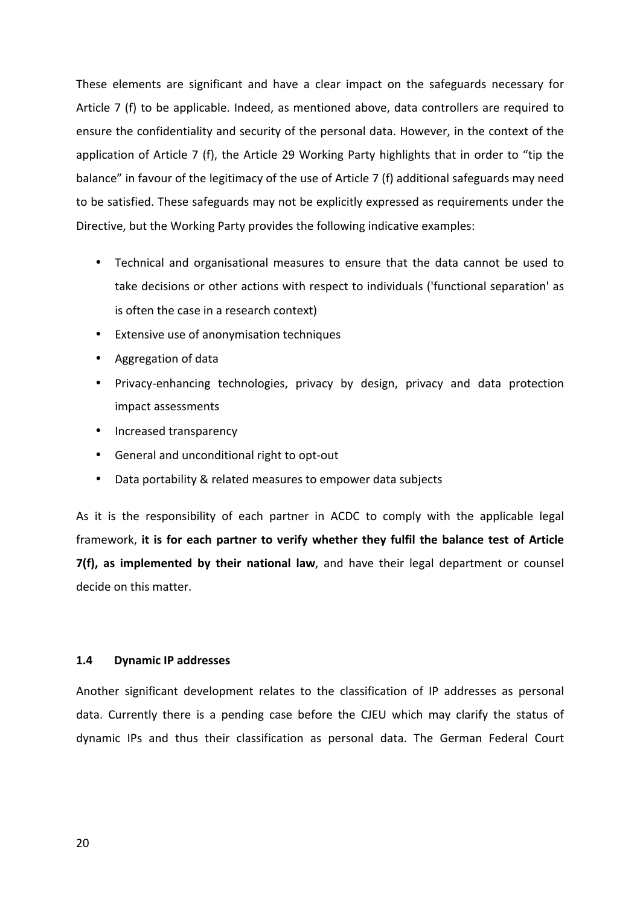These elements are significant and have a clear impact on the safeguards necessary for Article 7 (f) to be applicable. Indeed, as mentioned above, data controllers are required to ensure the confidentiality and security of the personal data. However, in the context of the application of Article 7 (f), the Article 29 Working Party highlights that in order to "tip the balance" in favour of the legitimacy of the use of Article 7 (f) additional safeguards may need to be satisfied. These safeguards may not be explicitly expressed as requirements under the Directive, but the Working Party provides the following indicative examples:

- Technical and organisational measures to ensure that the data cannot be used to take decisions or other actions with respect to individuals ('functional separation' as is often the case in a research context)
- Extensive use of anonymisation techniques
- Aggregation of data
- Privacy-enhancing technologies, privacy by design, privacy and data protection impact assessments
- Increased transparency
- General and unconditional right to opt-out
- Data portability & related measures to empower data subjects

As it is the responsibility of each partner in ACDC to comply with the applicable legal framework, **it is for each partner to verify whether they fulfil the balance test of Article 7(f), as implemented by their national law**, and have their legal department or counsel decide on this matter.

### 1.4 Dynamic IP addresses

Another significant development relates to the classification of IP addresses as personal data. Currently there is a pending case before the CJEU which may clarify the status of dynamic IPs and thus their classification as personal data. The German Federal Court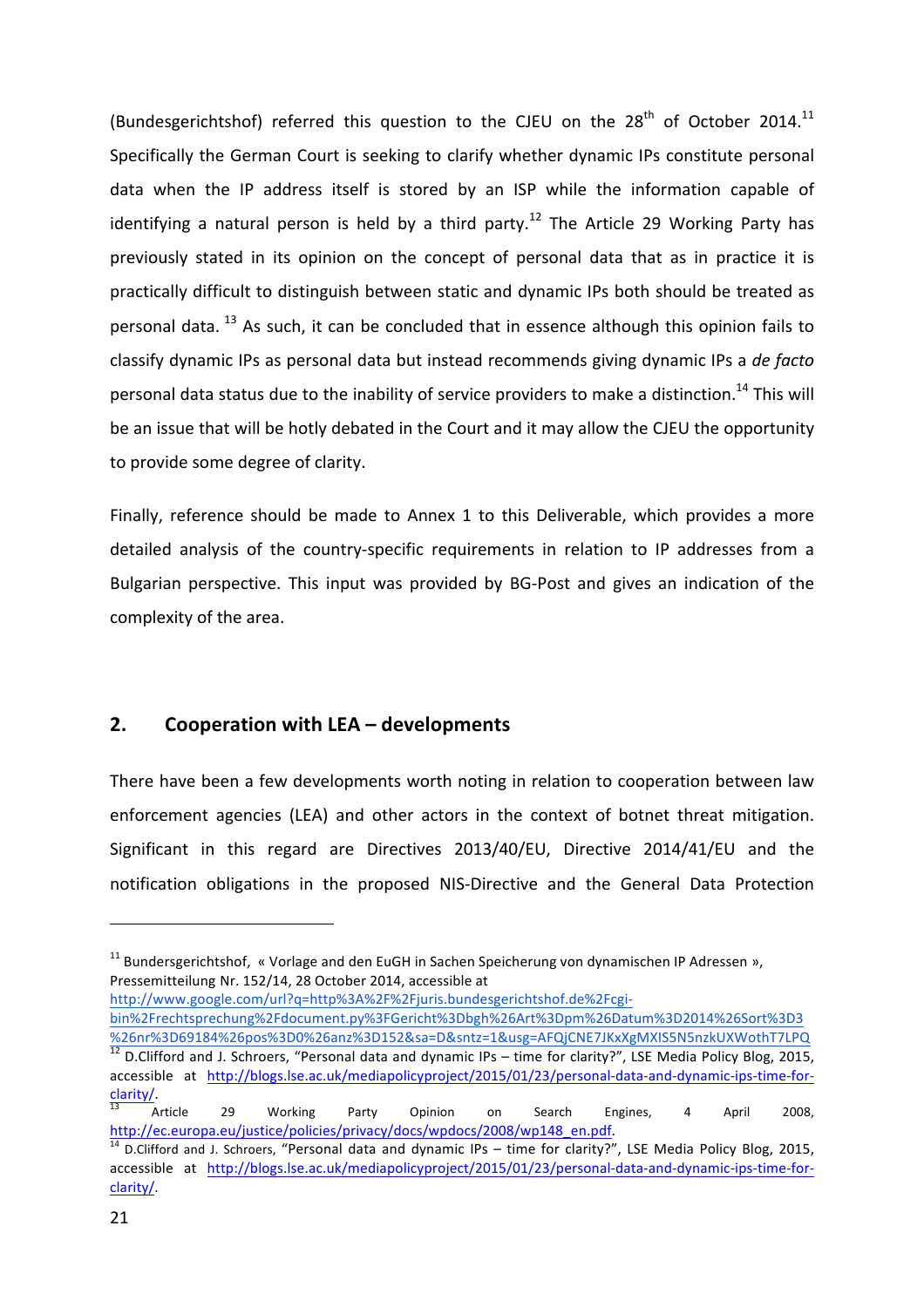(Bundesgerichtshof) referred this question to the CJEU on the 28th of October 2014.[11] Specifically the German Court is seeking to clarify whether dynamic IPs constitute personal data when the IP address itself is stored by an ISP while the information capable of identifying a natural person is held by a third party.[12] The Article 29 Working Party has previously stated in its opinion on the concept of personal data that as in practice it is practically difficult to distinguish between static and dynamic IPs both should be treated as personal data. [13] As such, it can be concluded that in essence although this opinion fails to classify dynamic IPs as personal data but instead recommends giving dynamic IPs a *de facto* personal data status due to the inability of service providers to make a distinction.[14] This will be an issue that will be hotly debated in the Court and it may allow the CJEU the opportunity to provide some degree of clarity.

Finally, reference should be made to Annex 1 to this Deliverable, which provides a more detailed analysis of the country-specific requirements in relation to IP addresses from a Bulgarian perspective. This input was provided by BG-Post and gives an indication of the complexity of the area.

## 2. Cooperation with LEA – developments

There have been a few developments worth noting in relation to cooperation between law enforcement agencies (LEA) and other actors in the context of botnet threat mitigation. Significant in this regard are Directives 2013/40/EU, Directive 2014/41/EU and the notification obligations in the proposed NIS-Directive and the General Data Protection

---

[11] Bundersgerichtshof, « Vorlage and den EuGH in Sachen Speicherung von dynamischen IP Adressen », Pressemitteilung Nr. 152/14, 28 October 2014, accessible at http://www.google.com/url?q=http%3A%2F%2Fjuris.bundesgerichtshof.de%2Fcgi-bin%2Frechtsprechung%2Fdocument.py%3FGericht%3Dbgh%26Art%3Dpm%26Datum%3D2014%26Sort%3D3%26nr%3D69184%26pos%3D0%26anz%3D152&sa=D&sntz=1&usg=AFQjCNE7JKxXgMXIS5N5nzkUXWothT7LPQ

[12] D.Clifford and J. Schroers, "Personal data and dynamic IPs – time for clarity?", LSE Media Policy Blog, 2015, accessible at http://blogs.lse.ac.uk/mediapolicyproject/2015/01/23/personal-data-and-dynamic-ips-time-for-clarity/.

[13] Article 29 Working Party Opinion on Search Engines, 4 April 2008, http://ec.europa.eu/justice/policies/privacy/docs/wpdocs/2008/wp148_en.pdf.

[14] D.Clifford and J. Schroers, "Personal data and dynamic IPs – time for clarity?", LSE Media Policy Blog, 2015, accessible at http://blogs.lse.ac.uk/mediapolicyproject/2015/01/23/personal-data-and-dynamic-ips-time-for-clarity/.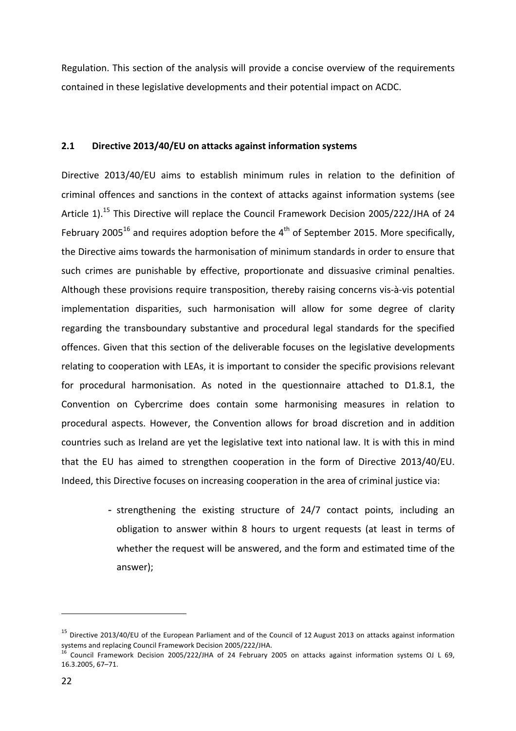Regulation. This section of the analysis will provide a concise overview of the requirements contained in these legislative developments and their potential impact on ACDC.

### 2.1 Directive 2013/40/EU on attacks against information systems

Directive 2013/40/EU aims to establish minimum rules in relation to the definition of criminal offences and sanctions in the context of attacks against information systems (see Article 1).[15] This Directive will replace the Council Framework Decision 2005/222/JHA of 24 February 2005[16] and requires adoption before the 4th of September 2015. More specifically, the Directive aims towards the harmonisation of minimum standards in order to ensure that such crimes are punishable by effective, proportionate and dissuasive criminal penalties. Although these provisions require transposition, thereby raising concerns vis-à-vis potential implementation disparities, such harmonisation will allow for some degree of clarity regarding the transboundary substantive and procedural legal standards for the specified offences. Given that this section of the deliverable focuses on the legislative developments relating to cooperation with LEAs, it is important to consider the specific provisions relevant for procedural harmonisation. As noted in the questionnaire attached to D1.8.1, the Convention on Cybercrime does contain some harmonising measures in relation to procedural aspects. However, the Convention allows for broad discretion and in addition countries such as Ireland are yet the legislative text into national law. It is with this in mind that the EU has aimed to strengthen cooperation in the form of Directive 2013/40/EU. Indeed, this Directive focuses on increasing cooperation in the area of criminal justice via:

- strengthening the existing structure of 24/7 contact points, including an obligation to answer within 8 hours to urgent requests (at least in terms of whether the request will be answered, and the form and estimated time of the answer);

---

[15] Directive 2013/40/EU of the European Parliament and of the Council of 12 August 2013 on attacks against information systems and replacing Council Framework Decision 2005/222/JHA.

[16] Council Framework Decision 2005/222/JHA of 24 February 2005 on attacks against information systems OJ L 69, 16.3.2005, 67–71.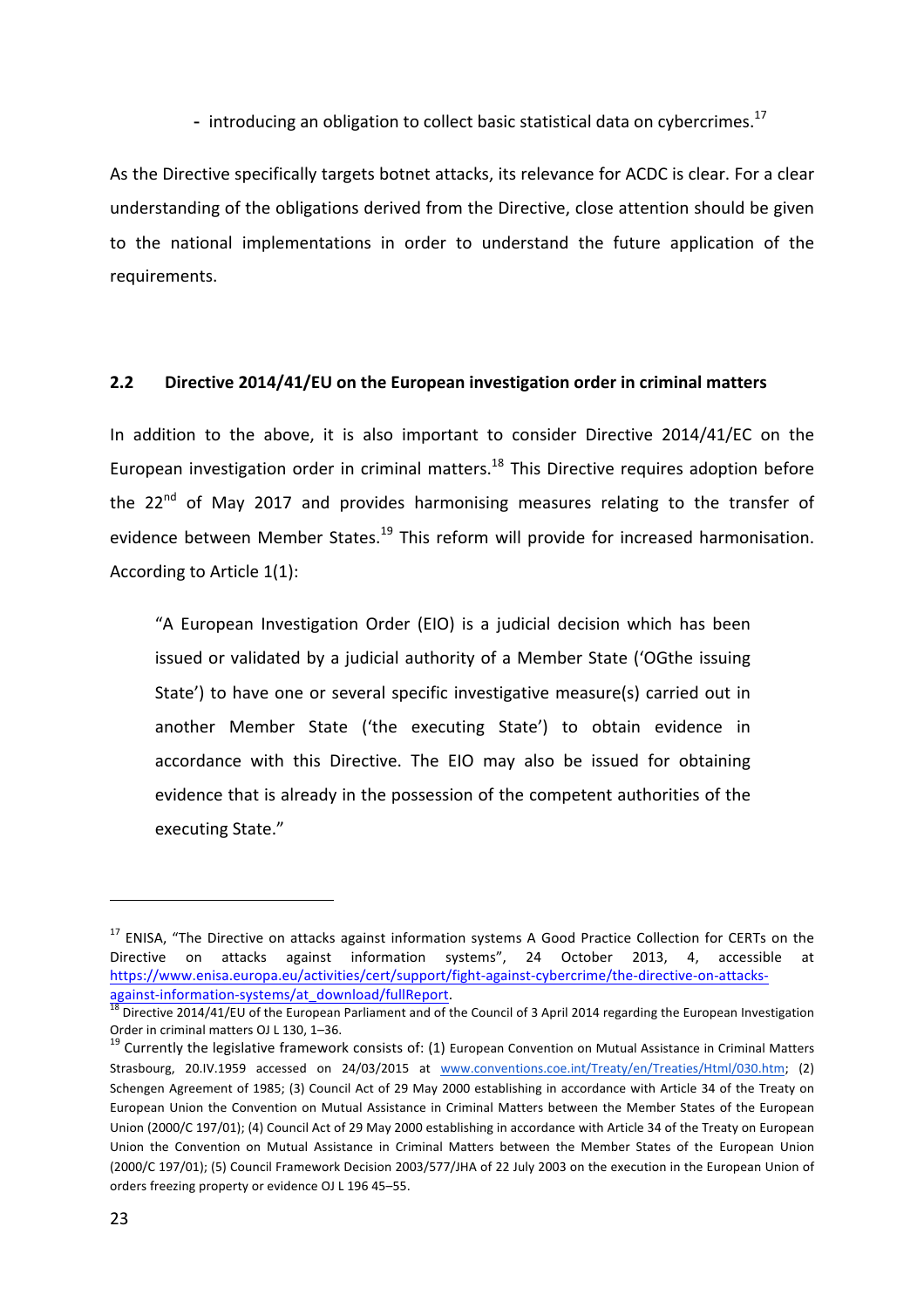- introducing an obligation to collect basic statistical data on cybercrimes.[17]

As the Directive specifically targets botnet attacks, its relevance for ACDC is clear. For a clear understanding of the obligations derived from the Directive, close attention should be given to the national implementations in order to understand the future application of the requirements.

## 2.2 Directive 2014/41/EU on the European investigation order in criminal matters

In addition to the above, it is also important to consider Directive 2014/41/EC on the European investigation order in criminal matters.[18] This Directive requires adoption before the 22nd of May 2017 and provides harmonising measures relating to the transfer of evidence between Member States.[19] This reform will provide for increased harmonisation. According to Article 1(1):

> "A European Investigation Order (EIO) is a judicial decision which has been issued or validated by a judicial authority of a Member State ('OGthe issuing State') to have one or several specific investigative measure(s) carried out in another Member State ('the executing State') to obtain evidence in accordance with this Directive. The EIO may also be issued for obtaining evidence that is already in the possession of the competent authorities of the executing State."

---

[17] ENISA, "The Directive on attacks against information systems A Good Practice Collection for CERTs on the Directive on attacks against information systems", 24 October 2013, 4, accessible at https://www.enisa.europa.eu/activities/cert/support/fight-against-cybercrime/the-directive-on-attacks-against-information-systems/at_download/fullReport.

[18] Directive 2014/41/EU of the European Parliament and of the Council of 3 April 2014 regarding the European Investigation Order in criminal matters OJ L 130, 1–36.

[19] Currently the legislative framework consists of: (1) European Convention on Mutual Assistance in Criminal Matters Strasbourg, 20.IV.1959 accessed on 24/03/2015 at www.conventions.coe.int/Treaty/en/Treaties/Html/030.htm; (2) Schengen Agreement of 1985; (3) Council Act of 29 May 2000 establishing in accordance with Article 34 of the Treaty on European Union the Convention on Mutual Assistance in Criminal Matters between the Member States of the European Union (2000/C 197/01); (4) Council Act of 29 May 2000 establishing in accordance with Article 34 of the Treaty on European Union the Convention on Mutual Assistance in Criminal Matters between the Member States of the European Union (2000/C 197/01); (5) Council Framework Decision 2003/577/JHA of 22 July 2003 on the execution in the European Union of orders freezing property or evidence OJ L 196 45–55.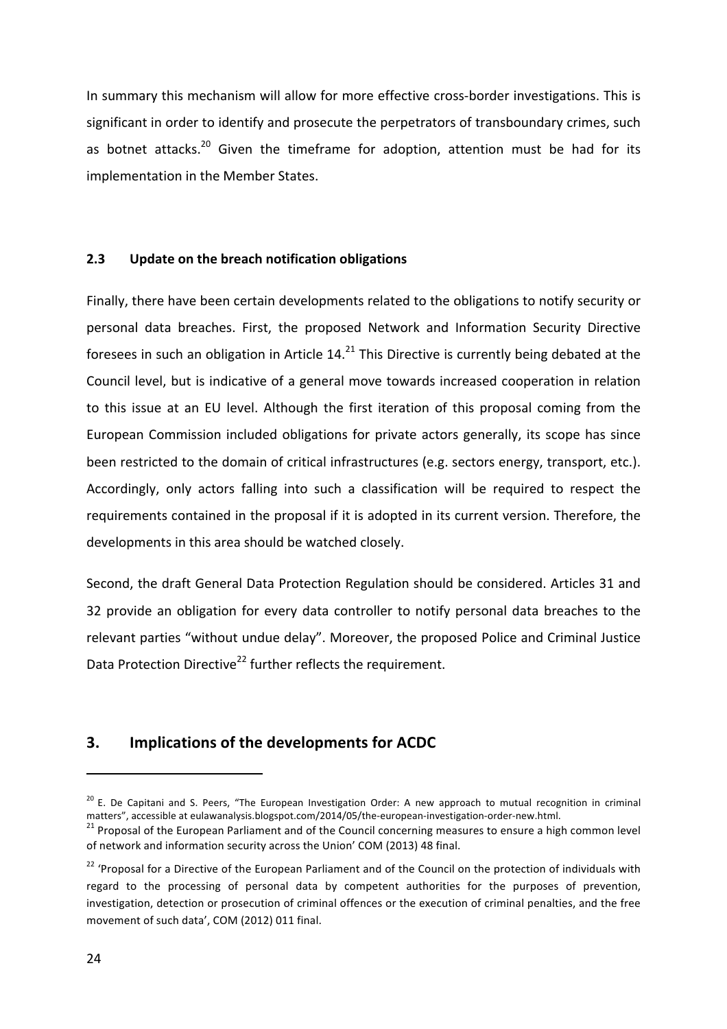In summary this mechanism will allow for more effective cross-border investigations. This is significant in order to identify and prosecute the perpetrators of transboundary crimes, such as botnet attacks.[20] Given the timeframe for adoption, attention must be had for its implementation in the Member States.

### 2.3 Update on the breach notification obligations

Finally, there have been certain developments related to the obligations to notify security or personal data breaches. First, the proposed Network and Information Security Directive foresees in such an obligation in Article 14.[21] This Directive is currently being debated at the Council level, but is indicative of a general move towards increased cooperation in relation to this issue at an EU level. Although the first iteration of this proposal coming from the European Commission included obligations for private actors generally, its scope has since been restricted to the domain of critical infrastructures (e.g. sectors energy, transport, etc.). Accordingly, only actors falling into such a classification will be required to respect the requirements contained in the proposal if it is adopted in its current version. Therefore, the developments in this area should be watched closely.

Second, the draft General Data Protection Regulation should be considered. Articles 31 and 32 provide an obligation for every data controller to notify personal data breaches to the relevant parties "without undue delay". Moreover, the proposed Police and Criminal Justice Data Protection Directive[22] further reflects the requirement.

## 3. Implications of the developments for ACDC

---

[20] E. De Capitani and S. Peers, "The European Investigation Order: A new approach to mutual recognition in criminal matters", accessible at eulawanalysis.blogspot.com/2014/05/the-european-investigation-order-new.html.

[21] Proposal of the European Parliament and of the Council concerning measures to ensure a high common level of network and information security across the Union' COM (2013) 48 final.

[22] 'Proposal for a Directive of the European Parliament and of the Council on the protection of individuals with regard to the processing of personal data by competent authorities for the purposes of prevention, investigation, detection or prosecution of criminal offences or the execution of criminal penalties, and the free movement of such data', COM (2012) 011 final.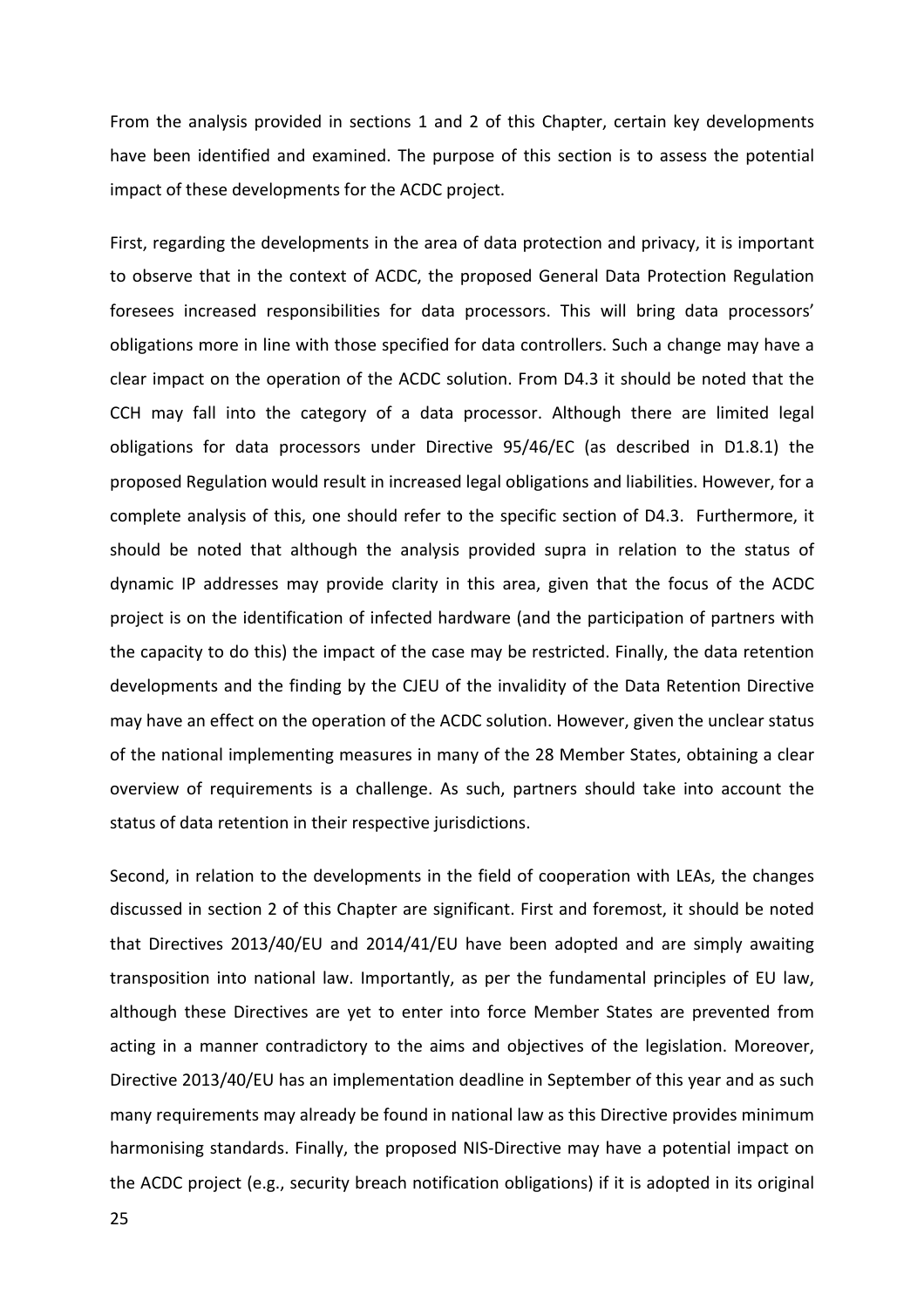From the analysis provided in sections 1 and 2 of this Chapter, certain key developments have been identified and examined. The purpose of this section is to assess the potential impact of these developments for the ACDC project.

First, regarding the developments in the area of data protection and privacy, it is important to observe that in the context of ACDC, the proposed General Data Protection Regulation foresees increased responsibilities for data processors. This will bring data processors' obligations more in line with those specified for data controllers. Such a change may have a clear impact on the operation of the ACDC solution. From D4.3 it should be noted that the CCH may fall into the category of a data processor. Although there are limited legal obligations for data processors under Directive 95/46/EC (as described in D1.8.1) the proposed Regulation would result in increased legal obligations and liabilities. However, for a complete analysis of this, one should refer to the specific section of D4.3. Furthermore, it should be noted that although the analysis provided supra in relation to the status of dynamic IP addresses may provide clarity in this area, given that the focus of the ACDC project is on the identification of infected hardware (and the participation of partners with the capacity to do this) the impact of the case may be restricted. Finally, the data retention developments and the finding by the CJEU of the invalidity of the Data Retention Directive may have an effect on the operation of the ACDC solution. However, given the unclear status of the national implementing measures in many of the 28 Member States, obtaining a clear overview of requirements is a challenge. As such, partners should take into account the status of data retention in their respective jurisdictions.

Second, in relation to the developments in the field of cooperation with LEAs, the changes discussed in section 2 of this Chapter are significant. First and foremost, it should be noted that Directives 2013/40/EU and 2014/41/EU have been adopted and are simply awaiting transposition into national law. Importantly, as per the fundamental principles of EU law, although these Directives are yet to enter into force Member States are prevented from acting in a manner contradictory to the aims and objectives of the legislation. Moreover, Directive 2013/40/EU has an implementation deadline in September of this year and as such many requirements may already be found in national law as this Directive provides minimum harmonising standards. Finally, the proposed NIS-Directive may have a potential impact on the ACDC project (e.g., security breach notification obligations) if it is adopted in its original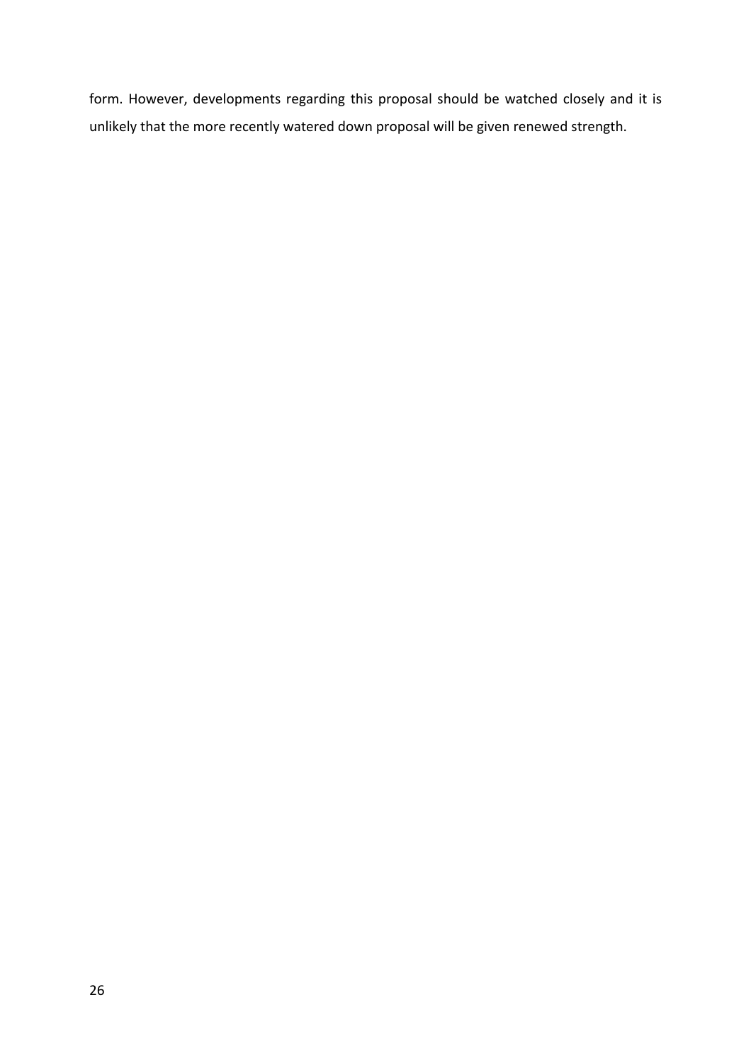form. However, developments regarding this proposal should be watched closely and it is unlikely that the more recently watered down proposal will be given renewed strength.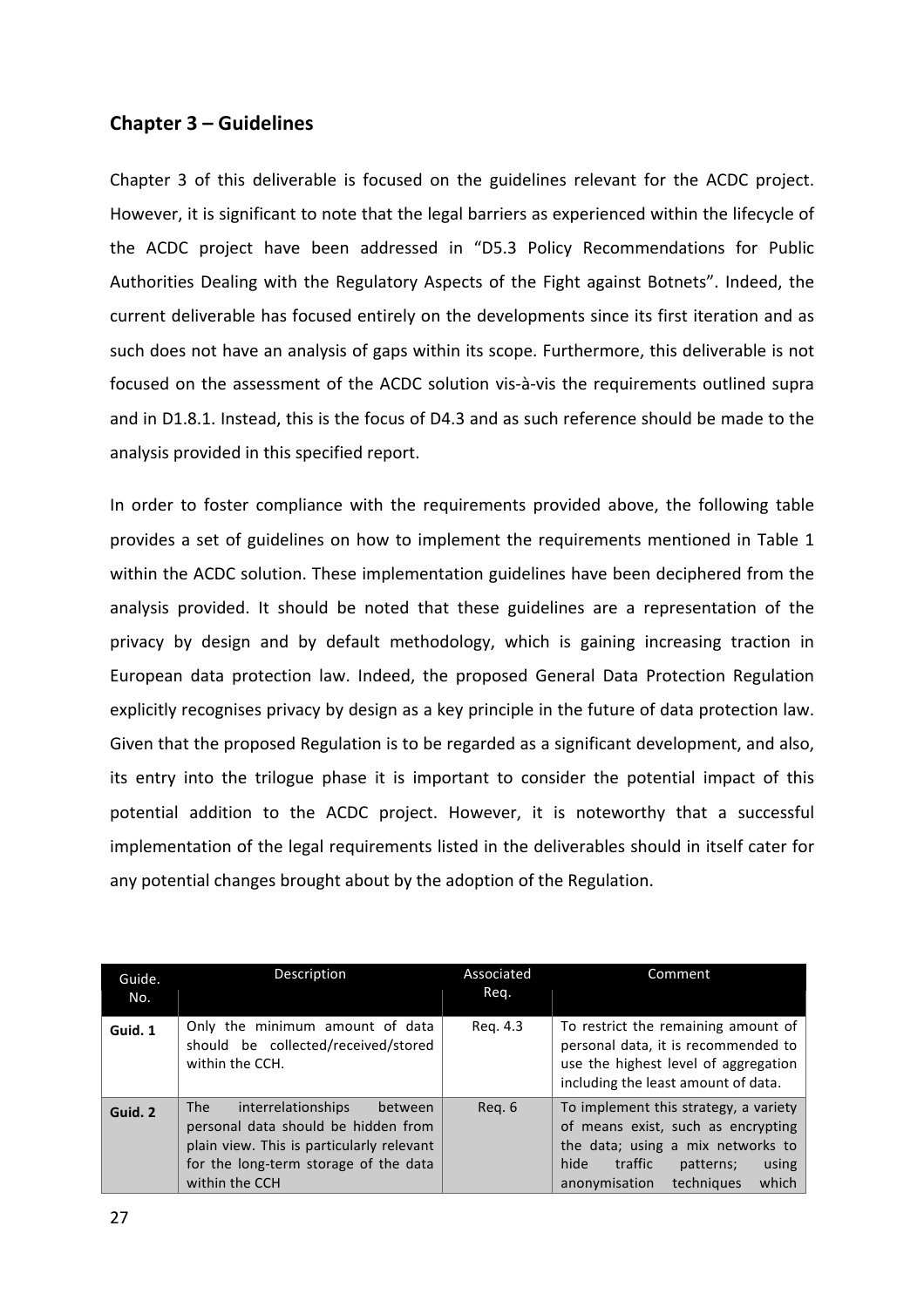## Chapter 3 – Guidelines

Chapter 3 of this deliverable is focused on the guidelines relevant for the ACDC project. However, it is significant to note that the legal barriers as experienced within the lifecycle of the ACDC project have been addressed in "D5.3 Policy Recommendations for Public Authorities Dealing with the Regulatory Aspects of the Fight against Botnets". Indeed, the current deliverable has focused entirely on the developments since its first iteration and as such does not have an analysis of gaps within its scope. Furthermore, this deliverable is not focused on the assessment of the ACDC solution vis-à-vis the requirements outlined supra and in D1.8.1. Instead, this is the focus of D4.3 and as such reference should be made to the analysis provided in this specified report.

In order to foster compliance with the requirements provided above, the following table provides a set of guidelines on how to implement the requirements mentioned in Table 1 within the ACDC solution. These implementation guidelines have been deciphered from the analysis provided. It should be noted that these guidelines are a representation of the privacy by design and by default methodology, which is gaining increasing traction in European data protection law. Indeed, the proposed General Data Protection Regulation explicitly recognises privacy by design as a key principle in the future of data protection law. Given that the proposed Regulation is to be regarded as a significant development, and also, its entry into the trilogue phase it is important to consider the potential impact of this potential addition to the ACDC project. However, it is noteworthy that a successful implementation of the legal requirements listed in the deliverables should in itself cater for any potential changes brought about by the adoption of the Regulation.

| Guide. No. | Description | Associated Req. | Comment |
|---|---|---|---|
| **Guid. 1** | Only the minimum amount of data should be collected/received/stored within the CCH. | Req. 4.3 | To restrict the remaining amount of personal data, it is recommended to use the highest level of aggregation including the least amount of data. |
| **Guid. 2** | The interrelationships between personal data should be hidden from plain view. This is particularly relevant for the long-term storage of the data within the CCH | Req. 6 | To implement this strategy, a variety of means exist, such as encrypting the data; using a mix networks to hide traffic patterns; using anonymisation techniques which |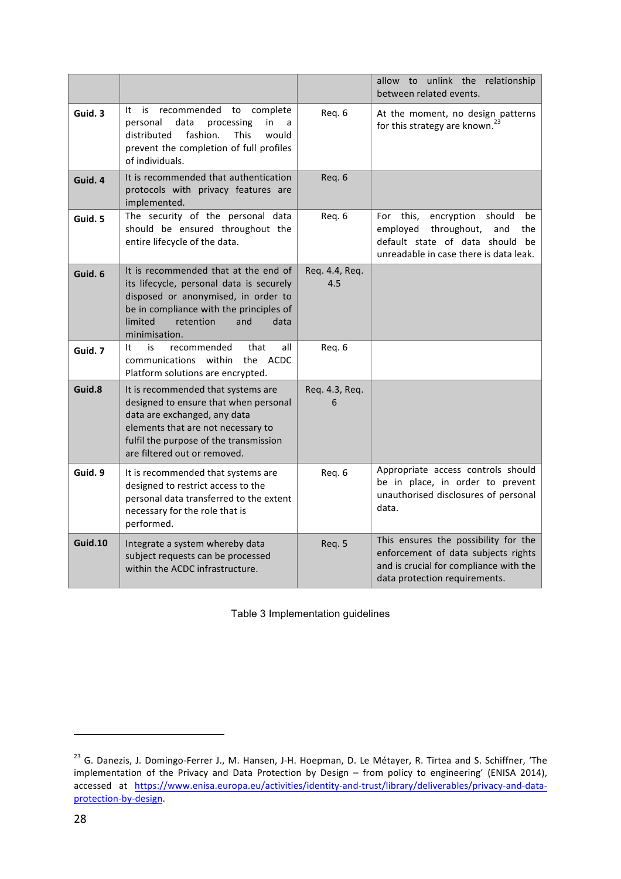| | | | |
|---|---|---|---|
| | | | allow to unlink the relationship between related events. |
| **Guid. 3** | It is recommended to complete personal data processing in a distributed fashion. This would prevent the completion of full profiles of individuals. | Req. 6 | At the moment, no design patterns for this strategy are known.[23] |
| **Guid. 4** | It is recommended that authentication protocols with privacy features are implemented. | Req. 6 | |
| **Guid. 5** | The security of the personal data should be ensured throughout the entire lifecycle of the data. | Req. 6 | For this, encryption should be employed throughout, and the default state of data should be unreadable in case there is data leak. |
| **Guid. 6** | It is recommended that at the end of its lifecycle, personal data is securely disposed or anonymised, in order to be in compliance with the principles of limited retention and data minimisation. | Req. 4.4, Req. 4.5 | |
| **Guid. 7** | It is recommended that all communications within the ACDC Platform solutions are encrypted. | Req. 6 | |
| **Guid.8** | It is recommended that systems are designed to ensure that when personal data are exchanged, any data elements that are not necessary to fulfil the purpose of the transmission are filtered out or removed. | Req. 4.3, Req. 6 | |
| **Guid. 9** | It is recommended that systems are designed to restrict access to the personal data transferred to the extent necessary for the role that is performed. | Req. 6 | Appropriate access controls should be in place, in order to prevent unauthorised disclosures of personal data. |
| **Guid.10** | Integrate a system whereby data subject requests can be processed within the ACDC infrastructure. | Req. 5 | This ensures the possibility for the enforcement of data subjects rights and is crucial for compliance with the data protection requirements. |

Table 3 Implementation guidelines

[23] G. Danezis, J. Domingo-Ferrer J., M. Hansen, J-H. Hoepman, D. Le Métayer, R. Tirtea and S. Schiffner, 'The implementation of the Privacy and Data Protection by Design – from policy to engineering' (ENISA 2014), accessed at https://www.enisa.europa.eu/activities/identity-and-trust/library/deliverables/privacy-and-data-protection-by-design.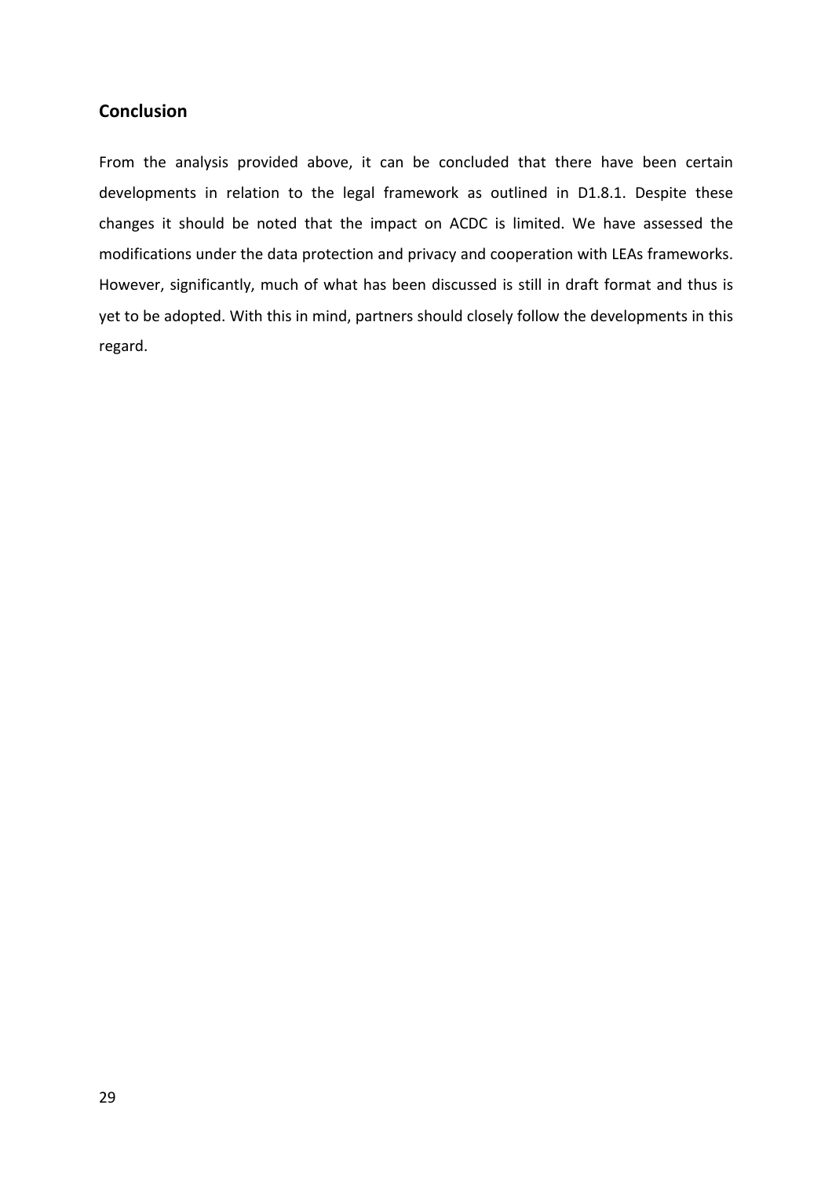## Conclusion

From the analysis provided above, it can be concluded that there have been certain developments in relation to the legal framework as outlined in D1.8.1. Despite these changes it should be noted that the impact on ACDC is limited. We have assessed the modifications under the data protection and privacy and cooperation with LEAs frameworks. However, significantly, much of what has been discussed is still in draft format and thus is yet to be adopted. With this in mind, partners should closely follow the developments in this regard.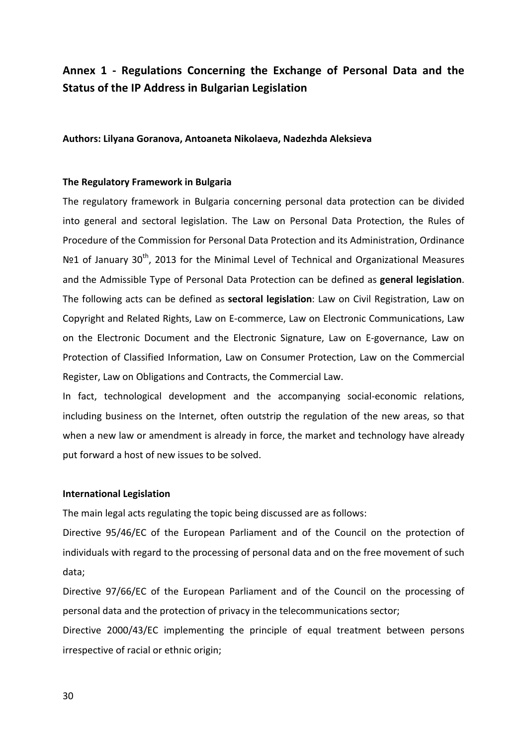## Annex 1 - Regulations Concerning the Exchange of Personal Data and the Status of the IP Address in Bulgarian Legislation

**Authors: Lilyana Goranova, Antoaneta Nikolaeva, Nadezhda Aleksieva**

### The Regulatory Framework in Bulgaria

The regulatory framework in Bulgaria concerning personal data protection can be divided into general and sectoral legislation. The Law on Personal Data Protection, the Rules of Procedure of the Commission for Personal Data Protection and its Administration, Ordinance №1 of January 30th, 2013 for the Minimal Level of Technical and Organizational Measures and the Admissible Type of Personal Data Protection can be defined as **general legislation**. The following acts can be defined as **sectoral legislation**: Law on Civil Registration, Law on Copyright and Related Rights, Law on E-commerce, Law on Electronic Communications, Law on the Electronic Document and the Electronic Signature, Law on E-governance, Law on Protection of Classified Information, Law on Consumer Protection, Law on the Commercial Register, Law on Obligations and Contracts, the Commercial Law.

In fact, technological development and the accompanying social-economic relations, including business on the Internet, often outstrip the regulation of the new areas, so that when a new law or amendment is already in force, the market and technology have already put forward a host of new issues to be solved.

### International Legislation

The main legal acts regulating the topic being discussed are as follows:

Directive 95/46/EC of the European Parliament and of the Council on the protection of individuals with regard to the processing of personal data and on the free movement of such data;

Directive 97/66/EC of the European Parliament and of the Council on the processing of personal data and the protection of privacy in the telecommunications sector;

Directive 2000/43/EC implementing the principle of equal treatment between persons irrespective of racial or ethnic origin;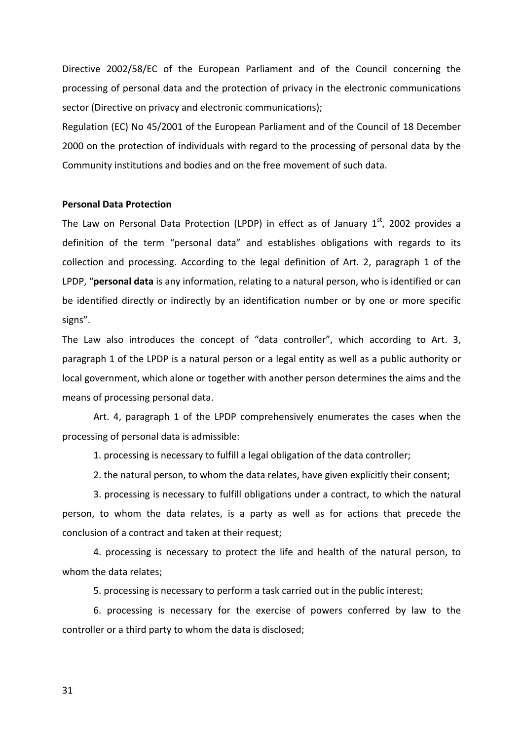Directive 2002/58/EC of the European Parliament and of the Council concerning the processing of personal data and the protection of privacy in the electronic communications sector (Directive on privacy and electronic communications);

Regulation (EC) No 45/2001 of the European Parliament and of the Council of 18 December 2000 on the protection of individuals with regard to the processing of personal data by the Community institutions and bodies and on the free movement of such data.

**Personal Data Protection**

The Law on Personal Data Protection (LPDP) in effect as of January 1st, 2002 provides a definition of the term "personal data" and establishes obligations with regards to its collection and processing. According to the legal definition of Art. 2, paragraph 1 of the LPDP, "**personal data** is any information, relating to a natural person, who is identified or can be identified directly or indirectly by an identification number or by one or more specific signs".

The Law also introduces the concept of "data controller", which according to Art. 3, paragraph 1 of the LPDP is a natural person or a legal entity as well as a public authority or local government, which alone or together with another person determines the aims and the means of processing personal data.

Art. 4, paragraph 1 of the LPDP comprehensively enumerates the cases when the processing of personal data is admissible:

1. processing is necessary to fulfill a legal obligation of the data controller;
2. the natural person, to whom the data relates, have given explicitly their consent;
3. processing is necessary to fulfill obligations under a contract, to which the natural person, to whom the data relates, is a party as well as for actions that precede the conclusion of a contract and taken at their request;
4. processing is necessary to protect the life and health of the natural person, to whom the data relates;
5. processing is necessary to perform a task carried out in the public interest;
6. processing is necessary for the exercise of powers conferred by law to the controller or a third party to whom the data is disclosed;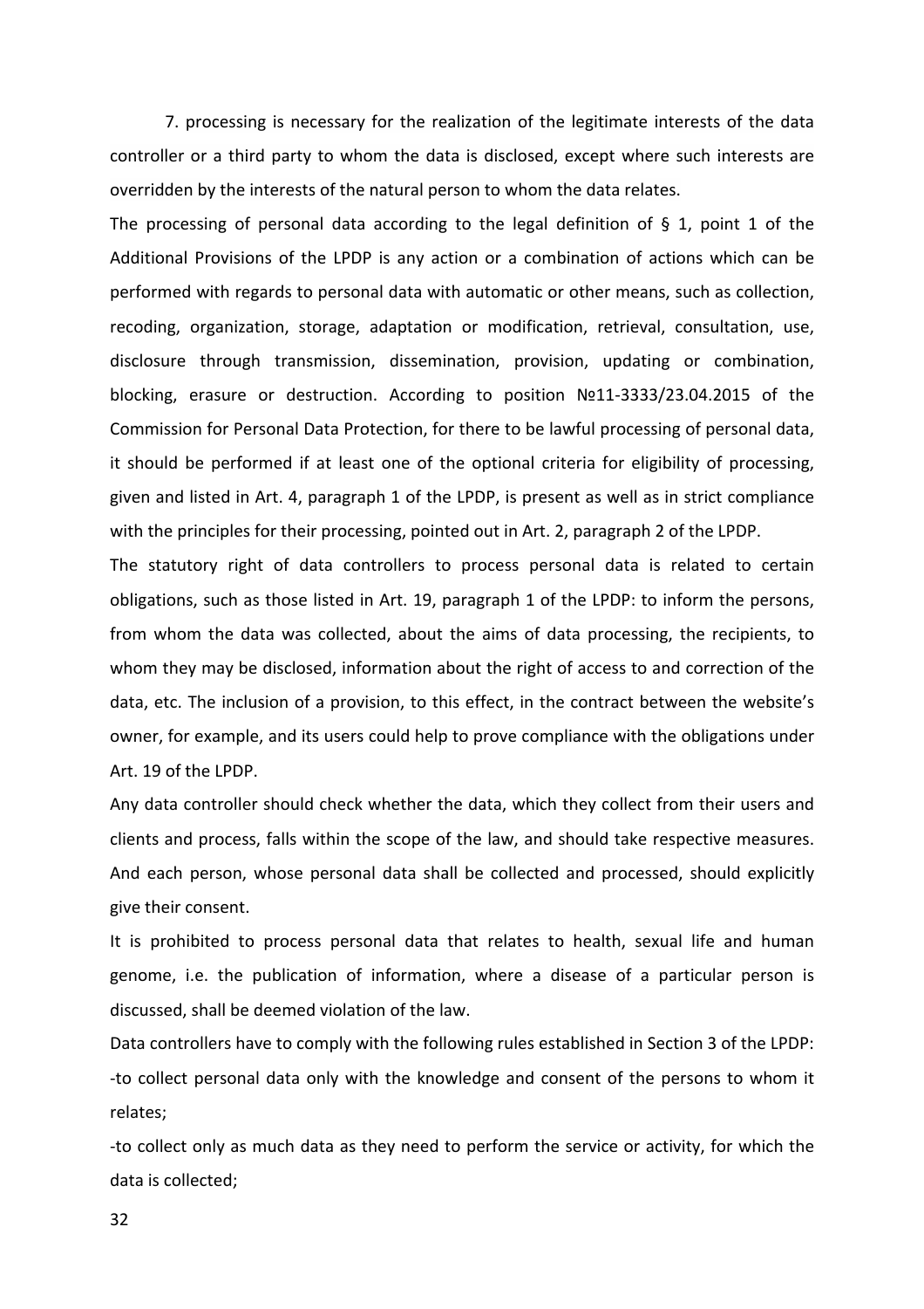7. processing is necessary for the realization of the legitimate interests of the data controller or a third party to whom the data is disclosed, except where such interests are overridden by the interests of the natural person to whom the data relates.

The processing of personal data according to the legal definition of § 1, point 1 of the Additional Provisions of the LPDP is any action or a combination of actions which can be performed with regards to personal data with automatic or other means, such as collection, recoding, organization, storage, adaptation or modification, retrieval, consultation, use, disclosure through transmission, dissemination, provision, updating or combination, blocking, erasure or destruction. According to position №11-3333/23.04.2015 of the Commission for Personal Data Protection, for there to be lawful processing of personal data, it should be performed if at least one of the optional criteria for eligibility of processing, given and listed in Art. 4, paragraph 1 of the LPDP, is present as well as in strict compliance with the principles for their processing, pointed out in Art. 2, paragraph 2 of the LPDP.

The statutory right of data controllers to process personal data is related to certain obligations, such as those listed in Art. 19, paragraph 1 of the LPDP: to inform the persons, from whom the data was collected, about the aims of data processing, the recipients, to whom they may be disclosed, information about the right of access to and correction of the data, etc. The inclusion of a provision, to this effect, in the contract between the website's owner, for example, and its users could help to prove compliance with the obligations under Art. 19 of the LPDP.

Any data controller should check whether the data, which they collect from their users and clients and process, falls within the scope of the law, and should take respective measures. And each person, whose personal data shall be collected and processed, should explicitly give their consent.

It is prohibited to process personal data that relates to health, sexual life and human genome, i.e. the publication of information, where a disease of a particular person is discussed, shall be deemed violation of the law.

Data controllers have to comply with the following rules established in Section 3 of the LPDP:

-to collect personal data only with the knowledge and consent of the persons to whom it relates;

-to collect only as much data as they need to perform the service or activity, for which the data is collected;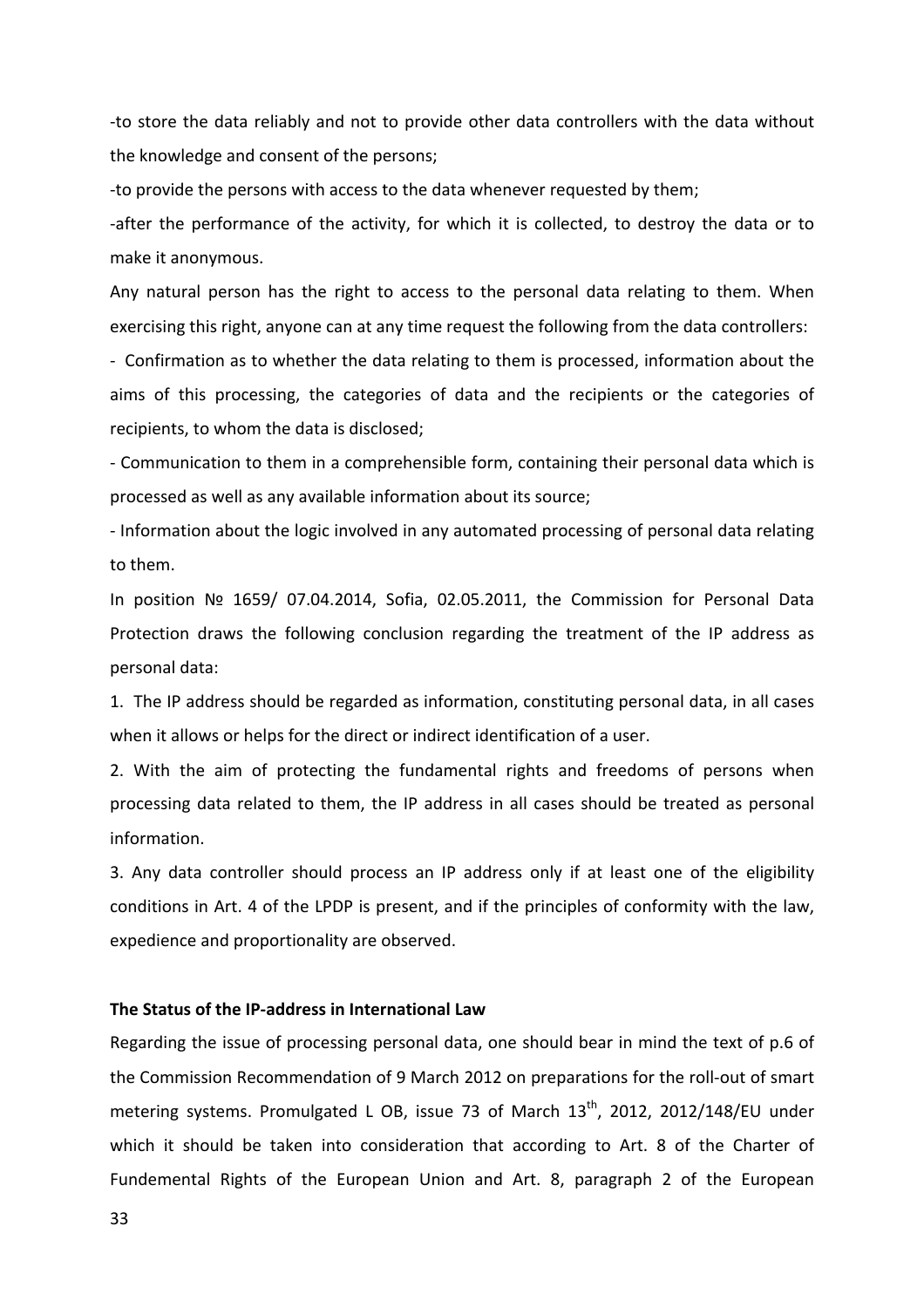-to store the data reliably and not to provide other data controllers with the data without the knowledge and consent of the persons;

-to provide the persons with access to the data whenever requested by them;

-after the performance of the activity, for which it is collected, to destroy the data or to make it anonymous.

Any natural person has the right to access to the personal data relating to them. When exercising this right, anyone can at any time request the following from the data controllers:

- Confirmation as to whether the data relating to them is processed, information about the aims of this processing, the categories of data and the recipients or the categories of recipients, to whom the data is disclosed;

- Communication to them in a comprehensible form, containing their personal data which is processed as well as any available information about its source;

- Information about the logic involved in any automated processing of personal data relating to them.

In position № 1659/ 07.04.2014, Sofia, 02.05.2011, the Commission for Personal Data Protection draws the following conclusion regarding the treatment of the IP address as personal data:

1. The IP address should be regarded as information, constituting personal data, in all cases when it allows or helps for the direct or indirect identification of a user.

2. With the aim of protecting the fundamental rights and freedoms of persons when processing data related to them, the IP address in all cases should be treated as personal information.

3. Any data controller should process an IP address only if at least one of the eligibility conditions in Art. 4 of the LPDP is present, and if the principles of conformity with the law, expedience and proportionality are observed.

**The Status of the IP-address in International Law**

Regarding the issue of processing personal data, one should bear in mind the text of p.6 of the Commission Recommendation of 9 March 2012 on preparations for the roll-out of smart metering systems. Promulgated L OB, issue 73 of March 13th, 2012, 2012/148/EU under which it should be taken into consideration that according to Art. 8 of the Charter of Fundemental Rights of the European Union and Art. 8, paragraph 2 of the European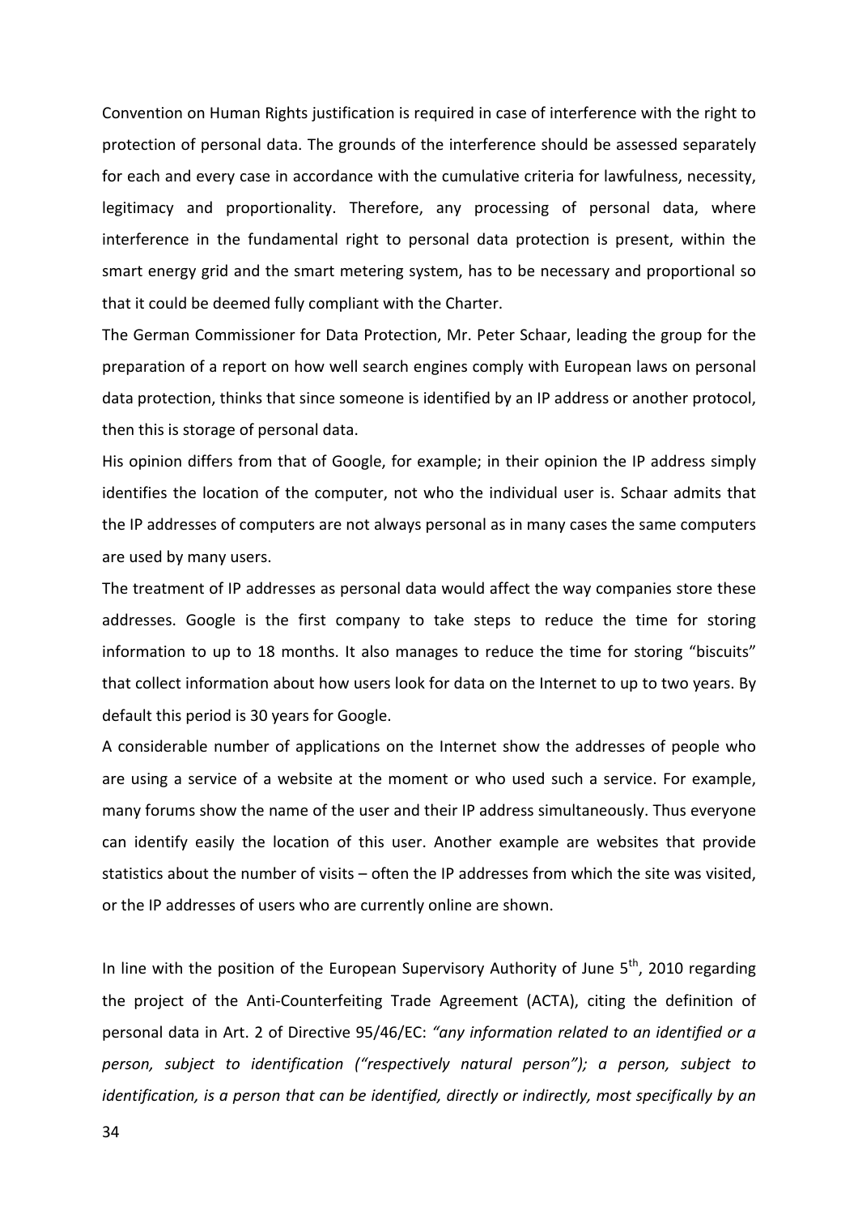Convention on Human Rights justification is required in case of interference with the right to protection of personal data. The grounds of the interference should be assessed separately for each and every case in accordance with the cumulative criteria for lawfulness, necessity, legitimacy and proportionality. Therefore, any processing of personal data, where interference in the fundamental right to personal data protection is present, within the smart energy grid and the smart metering system, has to be necessary and proportional so that it could be deemed fully compliant with the Charter.

The German Commissioner for Data Protection, Mr. Peter Schaar, leading the group for the preparation of a report on how well search engines comply with European laws on personal data protection, thinks that since someone is identified by an IP address or another protocol, then this is storage of personal data.

His opinion differs from that of Google, for example; in their opinion the IP address simply identifies the location of the computer, not who the individual user is. Schaar admits that the IP addresses of computers are not always personal as in many cases the same computers are used by many users.

The treatment of IP addresses as personal data would affect the way companies store these addresses. Google is the first company to take steps to reduce the time for storing information to up to 18 months. It also manages to reduce the time for storing "biscuits" that collect information about how users look for data on the Internet to up to two years. By default this period is 30 years for Google.

A considerable number of applications on the Internet show the addresses of people who are using a service of a website at the moment or who used such a service. For example, many forums show the name of the user and their IP address simultaneously. Thus everyone can identify easily the location of this user. Another example are websites that provide statistics about the number of visits – often the IP addresses from which the site was visited, or the IP addresses of users who are currently online are shown.

In line with the position of the European Supervisory Authority of June 5th, 2010 regarding the project of the Anti-Counterfeiting Trade Agreement (ACTA), citing the definition of personal data in Art. 2 of Directive 95/46/EC: *"any information related to an identified or a person, subject to identification ("respectively natural person"); a person, subject to identification, is a person that can be identified, directly or indirectly, most specifically by an*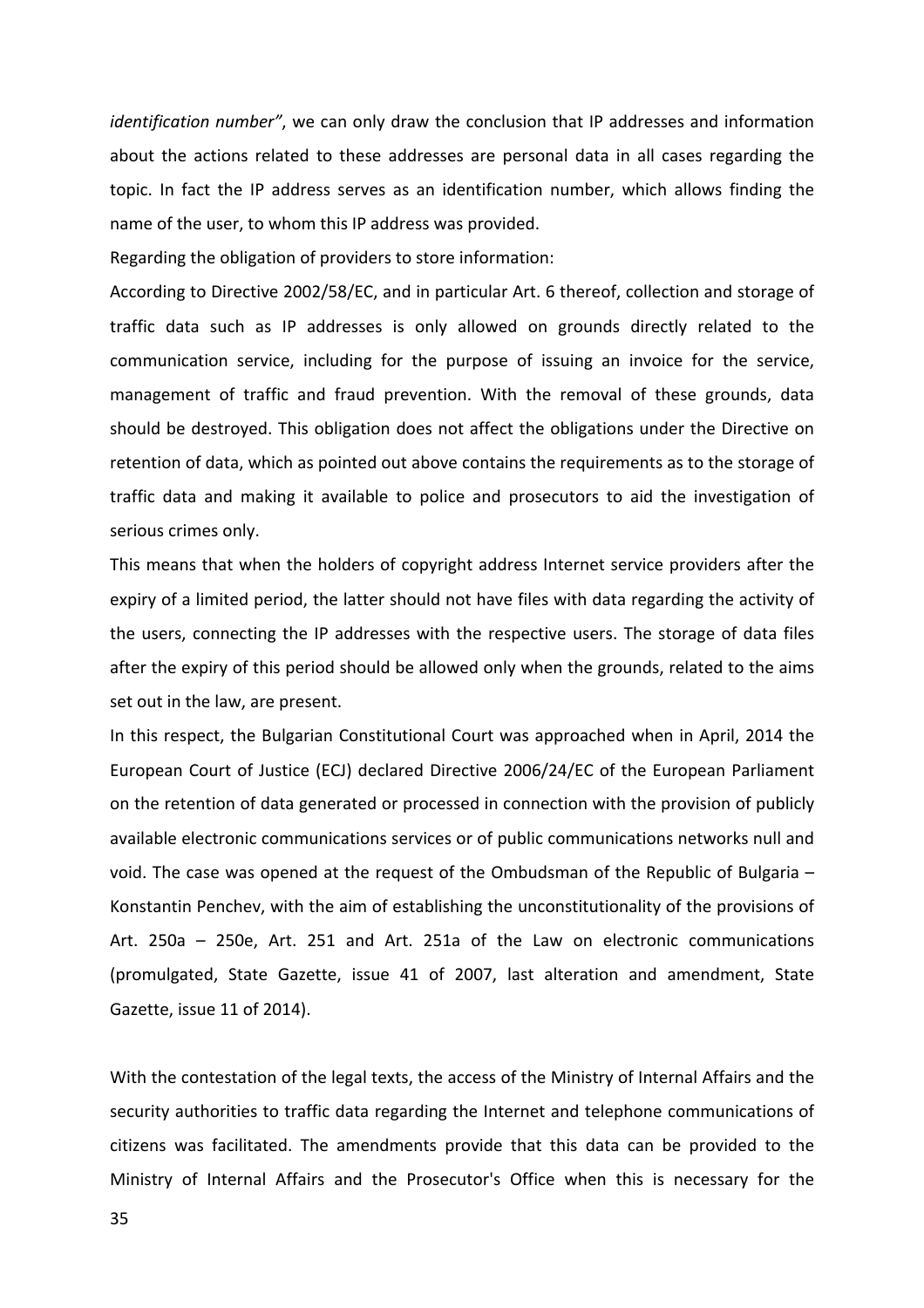*identification number"*, we can only draw the conclusion that IP addresses and information about the actions related to these addresses are personal data in all cases regarding the topic. In fact the IP address serves as an identification number, which allows finding the name of the user, to whom this IP address was provided.

Regarding the obligation of providers to store information:

According to Directive 2002/58/EC, and in particular Art. 6 thereof, collection and storage of traffic data such as IP addresses is only allowed on grounds directly related to the communication service, including for the purpose of issuing an invoice for the service, management of traffic and fraud prevention. With the removal of these grounds, data should be destroyed. This obligation does not affect the obligations under the Directive on retention of data, which as pointed out above contains the requirements as to the storage of traffic data and making it available to police and prosecutors to aid the investigation of serious crimes only.

This means that when the holders of copyright address Internet service providers after the expiry of a limited period, the latter should not have files with data regarding the activity of the users, connecting the IP addresses with the respective users. The storage of data files after the expiry of this period should be allowed only when the grounds, related to the aims set out in the law, are present.

In this respect, the Bulgarian Constitutional Court was approached when in April, 2014 the European Court of Justice (ECJ) declared Directive 2006/24/EC of the European Parliament on the retention of data generated or processed in connection with the provision of publicly available electronic communications services or of public communications networks null and void. The case was opened at the request of the Ombudsman of the Republic of Bulgaria – Konstantin Penchev, with the aim of establishing the unconstitutionality of the provisions of Art. 250a – 250e, Art. 251 and Art. 251a of the Law on electronic communications (promulgated, State Gazette, issue 41 of 2007, last alteration and amendment, State Gazette, issue 11 of 2014).

With the contestation of the legal texts, the access of the Ministry of Internal Affairs and the security authorities to traffic data regarding the Internet and telephone communications of citizens was facilitated. The amendments provide that this data can be provided to the Ministry of Internal Affairs and the Prosecutor's Office when this is necessary for the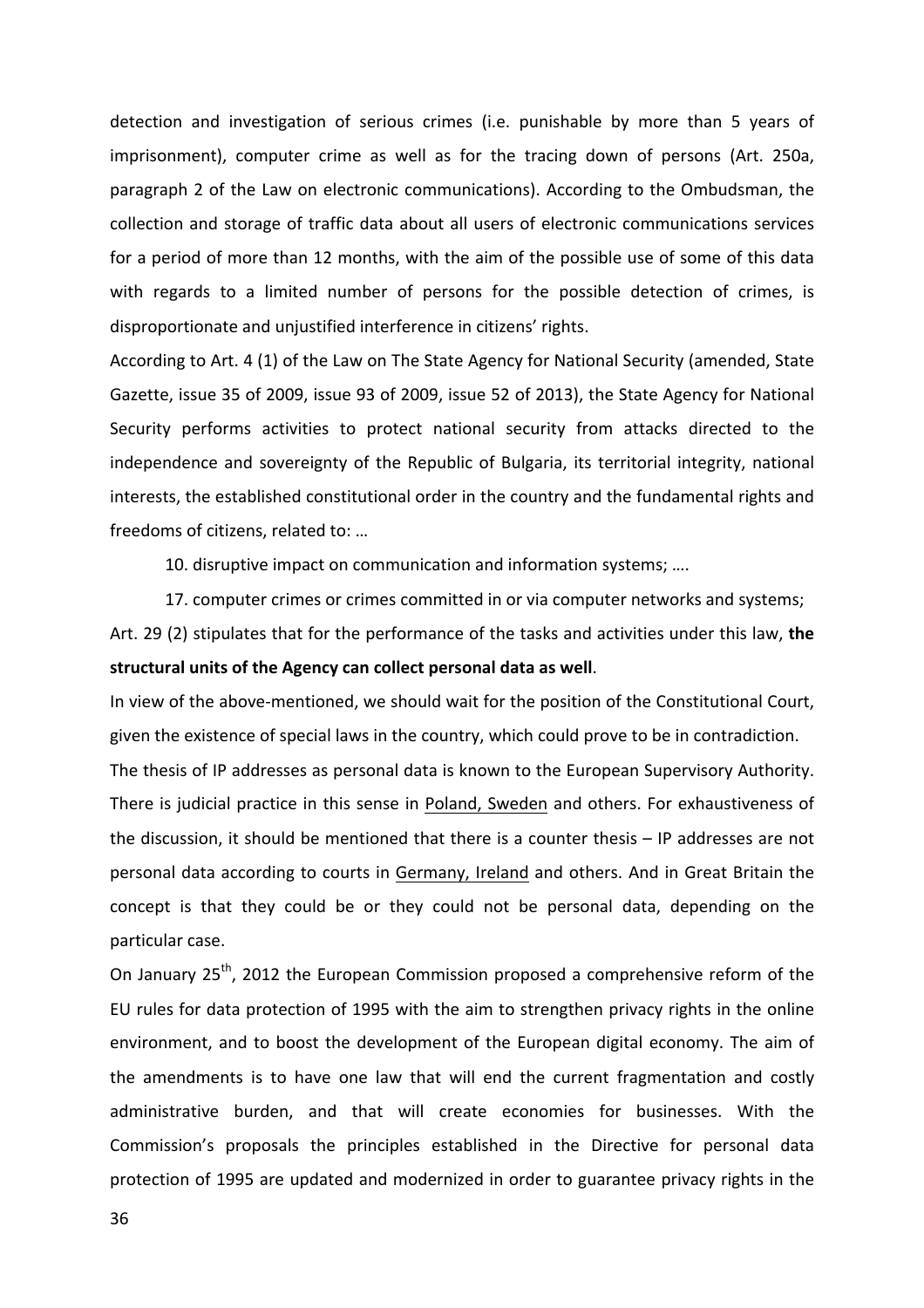detection and investigation of serious crimes (i.e. punishable by more than 5 years of imprisonment), computer crime as well as for the tracing down of persons (Art. 250a, paragraph 2 of the Law on electronic communications). According to the Ombudsman, the collection and storage of traffic data about all users of electronic communications services for a period of more than 12 months, with the aim of the possible use of some of this data with regards to a limited number of persons for the possible detection of crimes, is disproportionate and unjustified interference in citizens' rights.

According to Art. 4 (1) of the Law on The State Agency for National Security (amended, State Gazette, issue 35 of 2009, issue 93 of 2009, issue 52 of 2013), the State Agency for National Security performs activities to protect national security from attacks directed to the independence and sovereignty of the Republic of Bulgaria, its territorial integrity, national interests, the established constitutional order in the country and the fundamental rights and freedoms of citizens, related to: …

10. disruptive impact on communication and information systems; ….

17. computer crimes or crimes committed in or via computer networks and systems;

Art. 29 (2) stipulates that for the performance of the tasks and activities under this law, **the structural units of the Agency can collect personal data as well**.

In view of the above-mentioned, we should wait for the position of the Constitutional Court, given the existence of special laws in the country, which could prove to be in contradiction.

The thesis of IP addresses as personal data is known to the European Supervisory Authority. There is judicial practice in this sense in Poland, Sweden and others. For exhaustiveness of the discussion, it should be mentioned that there is a counter thesis – IP addresses are not personal data according to courts in Germany, Ireland and others. And in Great Britain the concept is that they could be or they could not be personal data, depending on the particular case.

On January 25th, 2012 the European Commission proposed a comprehensive reform of the EU rules for data protection of 1995 with the aim to strengthen privacy rights in the online environment, and to boost the development of the European digital economy. The aim of the amendments is to have one law that will end the current fragmentation and costly administrative burden, and that will create economies for businesses. With the Commission's proposals the principles established in the Directive for personal data protection of 1995 are updated and modernized in order to guarantee privacy rights in the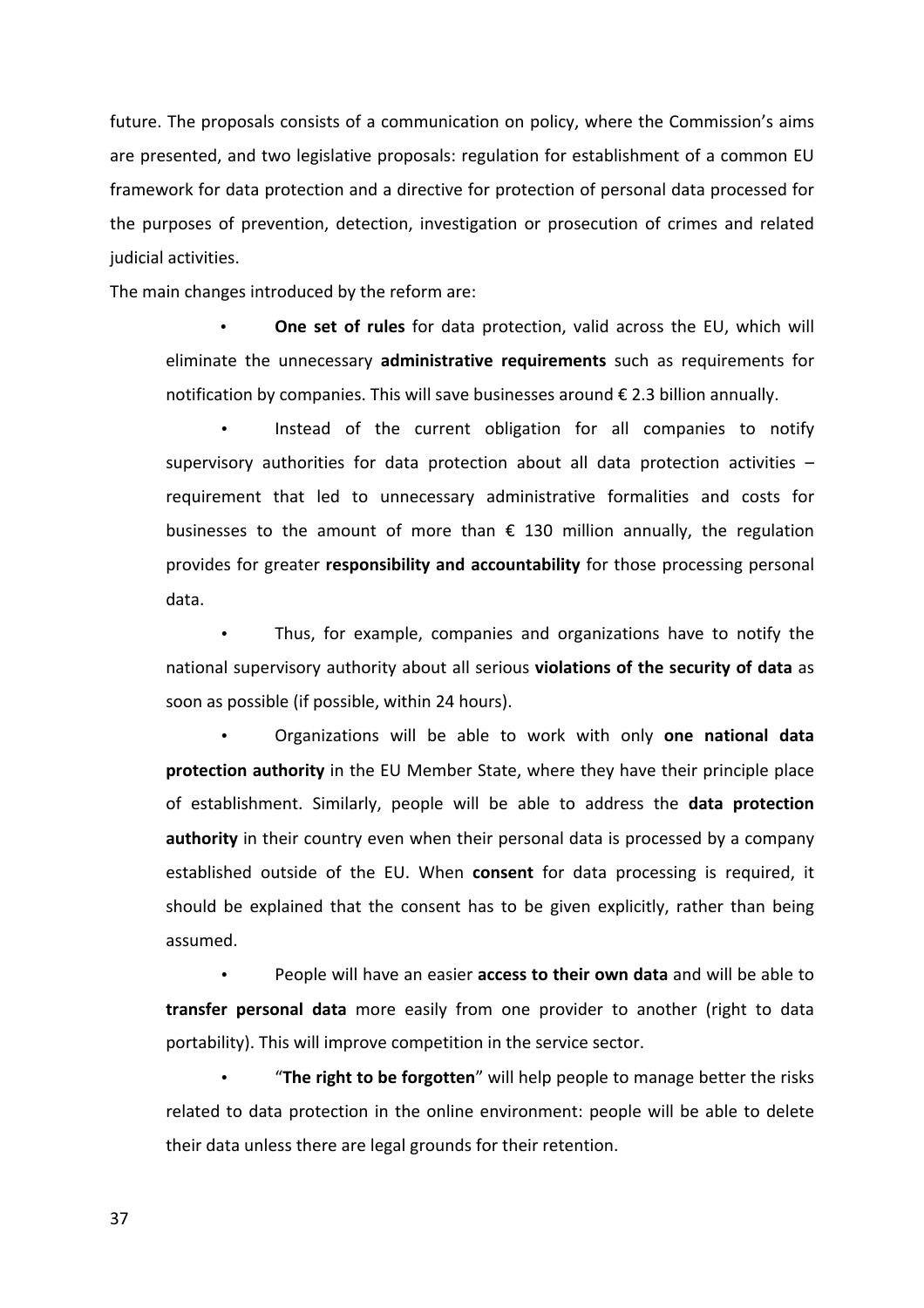future. The proposals consists of a communication on policy, where the Commission's aims are presented, and two legislative proposals: regulation for establishment of a common EU framework for data protection and a directive for protection of personal data processed for the purposes of prevention, detection, investigation or prosecution of crimes and related judicial activities.

The main changes introduced by the reform are:

- **One set of rules** for data protection, valid across the EU, which will eliminate the unnecessary **administrative requirements** such as requirements for notification by companies. This will save businesses around € 2.3 billion annually.
- Instead of the current obligation for all companies to notify supervisory authorities for data protection about all data protection activities – requirement that led to unnecessary administrative formalities and costs for businesses to the amount of more than € 130 million annually, the regulation provides for greater **responsibility and accountability** for those processing personal data.
- Thus, for example, companies and organizations have to notify the national supervisory authority about all serious **violations of the security of data** as soon as possible (if possible, within 24 hours).
- Organizations will be able to work with only **one national data protection authority** in the EU Member State, where they have their principle place of establishment. Similarly, people will be able to address the **data protection authority** in their country even when their personal data is processed by a company established outside of the EU. When **consent** for data processing is required, it should be explained that the consent has to be given explicitly, rather than being assumed.
- People will have an easier **access to their own data** and will be able to **transfer personal data** more easily from one provider to another (right to data portability). This will improve competition in the service sector.
- "**The right to be forgotten**" will help people to manage better the risks related to data protection in the online environment: people will be able to delete their data unless there are legal grounds for their retention.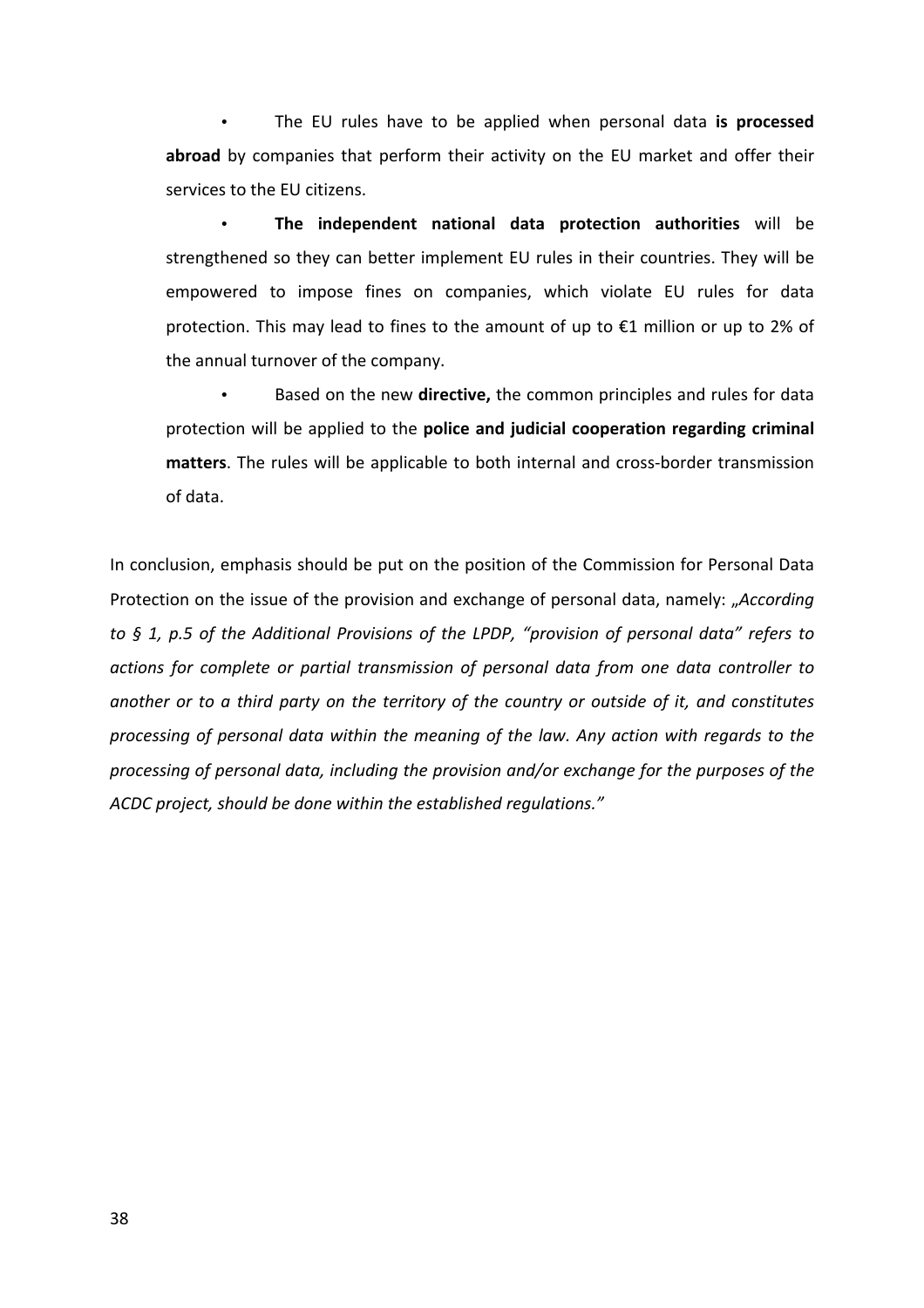- The EU rules have to be applied when personal data **is processed abroad** by companies that perform their activity on the EU market and offer their services to the EU citizens.
- **The independent national data protection authorities** will be strengthened so they can better implement EU rules in their countries. They will be empowered to impose fines on companies, which violate EU rules for data protection. This may lead to fines to the amount of up to €1 million or up to 2% of the annual turnover of the company.
- Based on the new **directive,** the common principles and rules for data protection will be applied to the **police and judicial cooperation regarding criminal matters**. The rules will be applicable to both internal and cross-border transmission of data.

In conclusion, emphasis should be put on the position of the Commission for Personal Data Protection on the issue of the provision and exchange of personal data, namely: *„According to § 1, p.5 of the Additional Provisions of the LPDP, "provision of personal data" refers to actions for complete or partial transmission of personal data from one data controller to another or to a third party on the territory of the country or outside of it, and constitutes processing of personal data within the meaning of the law. Any action with regards to the processing of personal data, including the provision and/or exchange for the purposes of the ACDC project, should be done within the established regulations."*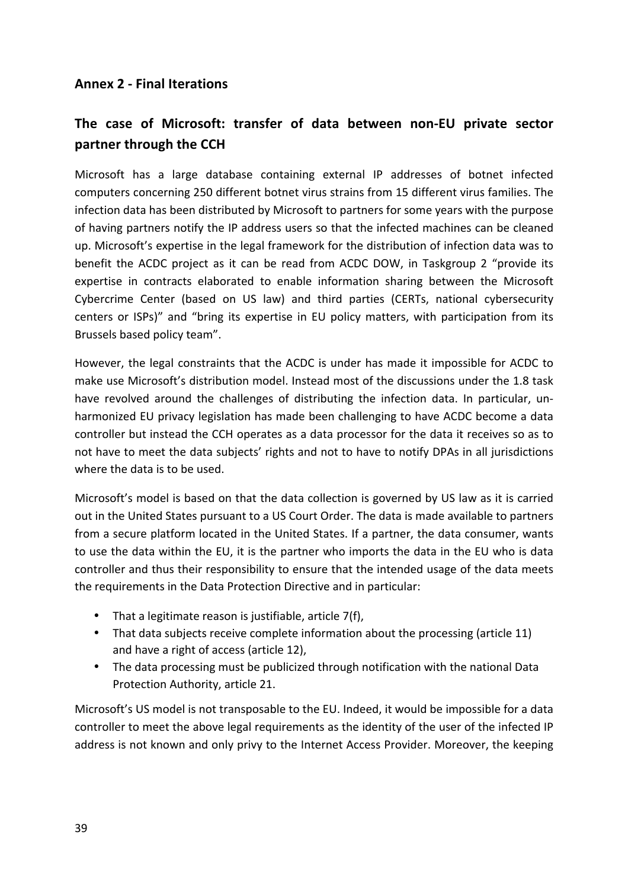## Annex 2 - Final Iterations

## The case of Microsoft: transfer of data between non-EU private sector partner through the CCH

Microsoft has a large database containing external IP addresses of botnet infected computers concerning 250 different botnet virus strains from 15 different virus families. The infection data has been distributed by Microsoft to partners for some years with the purpose of having partners notify the IP address users so that the infected machines can be cleaned up. Microsoft's expertise in the legal framework for the distribution of infection data was to benefit the ACDC project as it can be read from ACDC DOW, in Taskgroup 2 "provide its expertise in contracts elaborated to enable information sharing between the Microsoft Cybercrime Center (based on US law) and third parties (CERTs, national cybersecurity centers or ISPs)" and "bring its expertise in EU policy matters, with participation from its Brussels based policy team".

However, the legal constraints that the ACDC is under has made it impossible for ACDC to make use Microsoft's distribution model. Instead most of the discussions under the 1.8 task have revolved around the challenges of distributing the infection data. In particular, un-harmonized EU privacy legislation has made been challenging to have ACDC become a data controller but instead the CCH operates as a data processor for the data it receives so as to not have to meet the data subjects' rights and not to have to notify DPAs in all jurisdictions where the data is to be used.

Microsoft's model is based on that the data collection is governed by US law as it is carried out in the United States pursuant to a US Court Order. The data is made available to partners from a secure platform located in the United States. If a partner, the data consumer, wants to use the data within the EU, it is the partner who imports the data in the EU who is data controller and thus their responsibility to ensure that the intended usage of the data meets the requirements in the Data Protection Directive and in particular:

- That a legitimate reason is justifiable, article 7(f),
- That data subjects receive complete information about the processing (article 11) and have a right of access (article 12),
- The data processing must be publicized through notification with the national Data Protection Authority, article 21.

Microsoft's US model is not transposable to the EU. Indeed, it would be impossible for a data controller to meet the above legal requirements as the identity of the user of the infected IP address is not known and only privy to the Internet Access Provider. Moreover, the keeping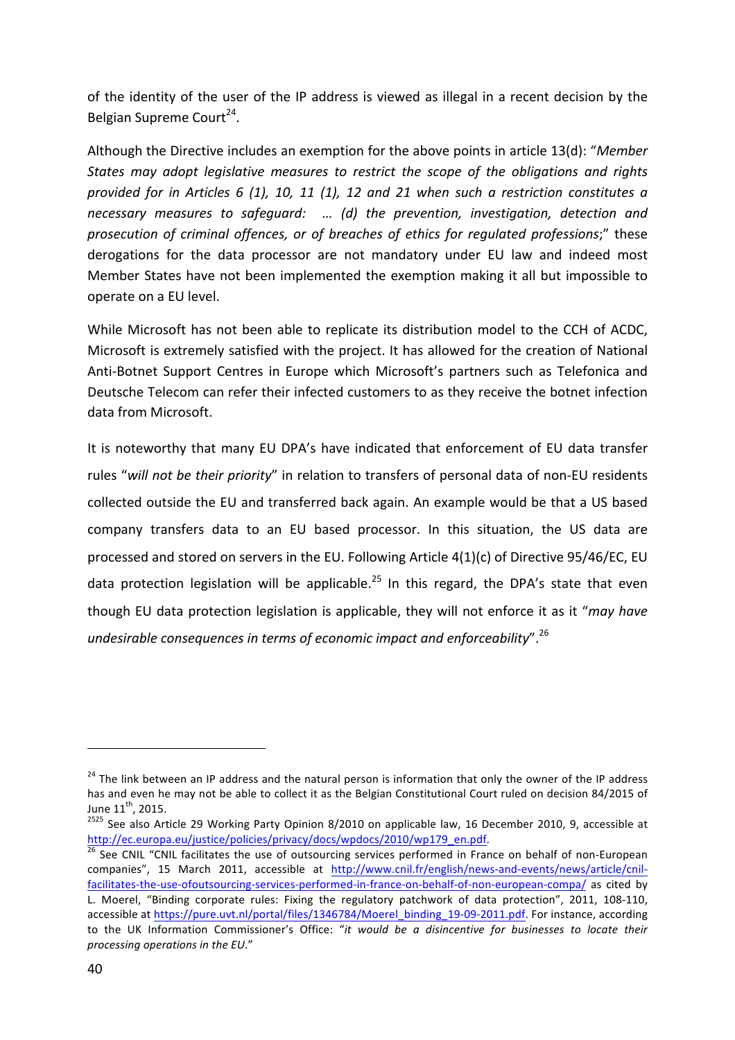of the identity of the user of the IP address is viewed as illegal in a recent decision by the Belgian Supreme Court[24].

Although the Directive includes an exemption for the above points in article 13(d): "*Member States may adopt legislative measures to restrict the scope of the obligations and rights provided for in Articles 6 (1), 10, 11 (1), 12 and 21 when such a restriction constitutes a necessary measures to safeguard: … (d) the prevention, investigation, detection and prosecution of criminal offences, or of breaches of ethics for regulated professions*;" these derogations for the data processor are not mandatory under EU law and indeed most Member States have not been implemented the exemption making it all but impossible to operate on a EU level.

While Microsoft has not been able to replicate its distribution model to the CCH of ACDC, Microsoft is extremely satisfied with the project. It has allowed for the creation of National Anti-Botnet Support Centres in Europe which Microsoft's partners such as Telefonica and Deutsche Telecom can refer their infected customers to as they receive the botnet infection data from Microsoft.

It is noteworthy that many EU DPA's have indicated that enforcement of EU data transfer rules "*will not be their priority*" in relation to transfers of personal data of non-EU residents collected outside the EU and transferred back again. An example would be that a US based company transfers data to an EU based processor. In this situation, the US data are processed and stored on servers in the EU. Following Article 4(1)(c) of Directive 95/46/EC, EU data protection legislation will be applicable.[25] In this regard, the DPA's state that even though EU data protection legislation is applicable, they will not enforce it as it "*may have undesirable consequences in terms of economic impact and enforceability*".[26]

---

[24] The link between an IP address and the natural person is information that only the owner of the IP address has and even he may not be able to collect it as the Belgian Constitutional Court ruled on decision 84/2015 of June 11th, 2015.

[2525] See also Article 29 Working Party Opinion 8/2010 on applicable law, 16 December 2010, 9, accessible at http://ec.europa.eu/justice/policies/privacy/docs/wpdocs/2010/wp179_en.pdf.

[26] See CNIL "CNIL facilitates the use of outsourcing services performed in France on behalf of non-European companies", 15 March 2011, accessible at http://www.cnil.fr/english/news-and-events/news/article/cnil-facilitates-the-use-ofoutsourcing-services-performed-in-france-on-behalf-of-non-european-compa/ as cited by L. Moerel, "Binding corporate rules: Fixing the regulatory patchwork of data protection", 2011, 108-110, accessible at https://pure.uvt.nl/portal/files/1346784/Moerel_binding_19-09-2011.pdf. For instance, according to the UK Information Commissioner's Office: "*it would be a disincentive for businesses to locate their processing operations in the EU.*"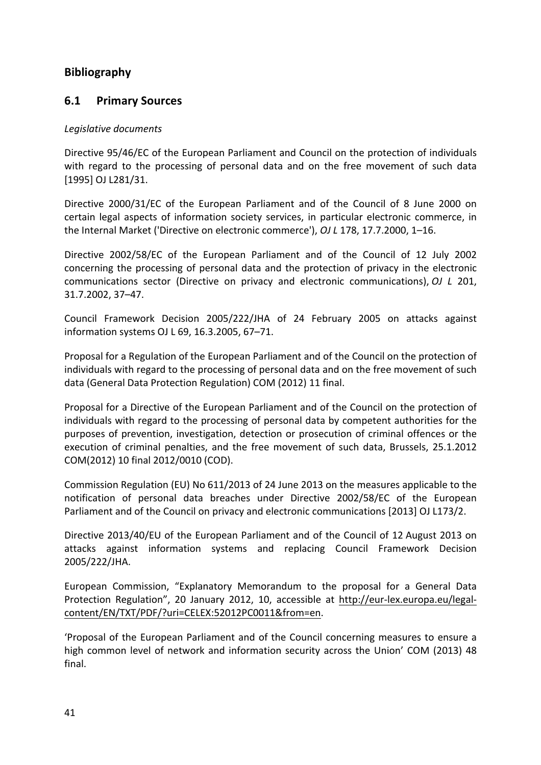# Bibliography

## 6.1 Primary Sources

*Legislative documents*

Directive 95/46/EC of the European Parliament and Council on the protection of individuals with regard to the processing of personal data and on the free movement of such data [1995] OJ L281/31.

Directive 2000/31/EC of the European Parliament and of the Council of 8 June 2000 on certain legal aspects of information society services, in particular electronic commerce, in the Internal Market ('Directive on electronic commerce'), *OJ L* 178, 17.7.2000, 1–16.

Directive 2002/58/EC of the European Parliament and of the Council of 12 July 2002 concerning the processing of personal data and the protection of privacy in the electronic communications sector (Directive on privacy and electronic communications), *OJ L* 201, 31.7.2002, 37–47.

Council Framework Decision 2005/222/JHA of 24 February 2005 on attacks against information systems OJ L 69, 16.3.2005, 67–71.

Proposal for a Regulation of the European Parliament and of the Council on the protection of individuals with regard to the processing of personal data and on the free movement of such data (General Data Protection Regulation) COM (2012) 11 final.

Proposal for a Directive of the European Parliament and of the Council on the protection of individuals with regard to the processing of personal data by competent authorities for the purposes of prevention, investigation, detection or prosecution of criminal offences or the execution of criminal penalties, and the free movement of such data, Brussels, 25.1.2012 COM(2012) 10 final 2012/0010 (COD).

Commission Regulation (EU) No 611/2013 of 24 June 2013 on the measures applicable to the notification of personal data breaches under Directive 2002/58/EC of the European Parliament and of the Council on privacy and electronic communications [2013] OJ L173/2.

Directive 2013/40/EU of the European Parliament and of the Council of 12 August 2013 on attacks against information systems and replacing Council Framework Decision 2005/222/JHA.

European Commission, "Explanatory Memorandum to the proposal for a General Data Protection Regulation", 20 January 2012, 10, accessible at http://eur-lex.europa.eu/legal-content/EN/TXT/PDF/?uri=CELEX:52012PC0011&from=en.

'Proposal of the European Parliament and of the Council concerning measures to ensure a high common level of network and information security across the Union' COM (2013) 48 final.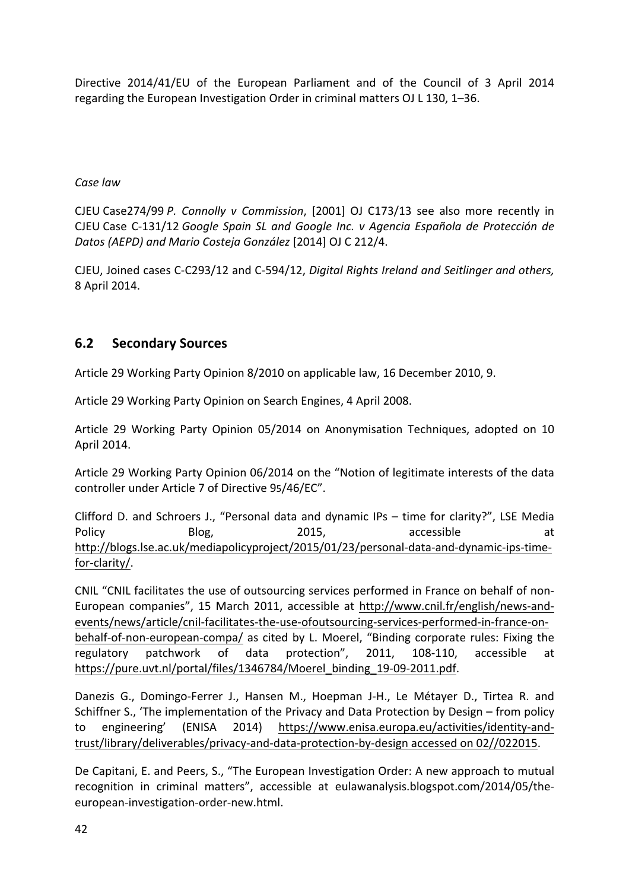Directive 2014/41/EU of the European Parliament and of the Council of 3 April 2014 regarding the European Investigation Order in criminal matters OJ L 130, 1–36.

*Case law*

CJEU Case274/99 *P. Connolly v Commission*, [2001] OJ C173/13 see also more recently in CJEU Case C-131/12 *Google Spain SL and Google Inc. v Agencia Española de Protección de Datos (AEPD) and Mario Costeja González* [2014] OJ C 212/4.

CJEU, Joined cases C-C293/12 and C-594/12, *Digital Rights Ireland and Seitlinger and others,* 8 April 2014.

## 6.2 Secondary Sources

Article 29 Working Party Opinion 8/2010 on applicable law, 16 December 2010, 9.

Article 29 Working Party Opinion on Search Engines, 4 April 2008.

Article 29 Working Party Opinion 05/2014 on Anonymisation Techniques, adopted on 10 April 2014.

Article 29 Working Party Opinion 06/2014 on the "Notion of legitimate interests of the data controller under Article 7 of Directive 95/46/EC".

Clifford D. and Schroers J., "Personal data and dynamic IPs – time for clarity?", LSE Media Policy Blog, 2015, accessible at http://blogs.lse.ac.uk/mediapolicyproject/2015/01/23/personal-data-and-dynamic-ips-time-for-clarity/.

CNIL "CNIL facilitates the use of outsourcing services performed in France on behalf of non-European companies", 15 March 2011, accessible at http://www.cnil.fr/english/news-and-events/news/article/cnil-facilitates-the-use-ofoutsourcing-services-performed-in-france-on-behalf-of-non-european-compa/ as cited by L. Moerel, "Binding corporate rules: Fixing the regulatory patchwork of data protection", 2011, 108-110, accessible at https://pure.uvt.nl/portal/files/1346784/Moerel_binding_19-09-2011.pdf.

Danezis G., Domingo-Ferrer J., Hansen M., Hoepman J-H., Le Métayer D., Tirtea R. and Schiffner S., 'The implementation of the Privacy and Data Protection by Design – from policy to engineering' (ENISA 2014) https://www.enisa.europa.eu/activities/identity-and-trust/library/deliverables/privacy-and-data-protection-by-design accessed on 02//022015.

De Capitani, E. and Peers, S., "The European Investigation Order: A new approach to mutual recognition in criminal matters", accessible at eulawanalysis.blogspot.com/2014/05/the-european-investigation-order-new.html.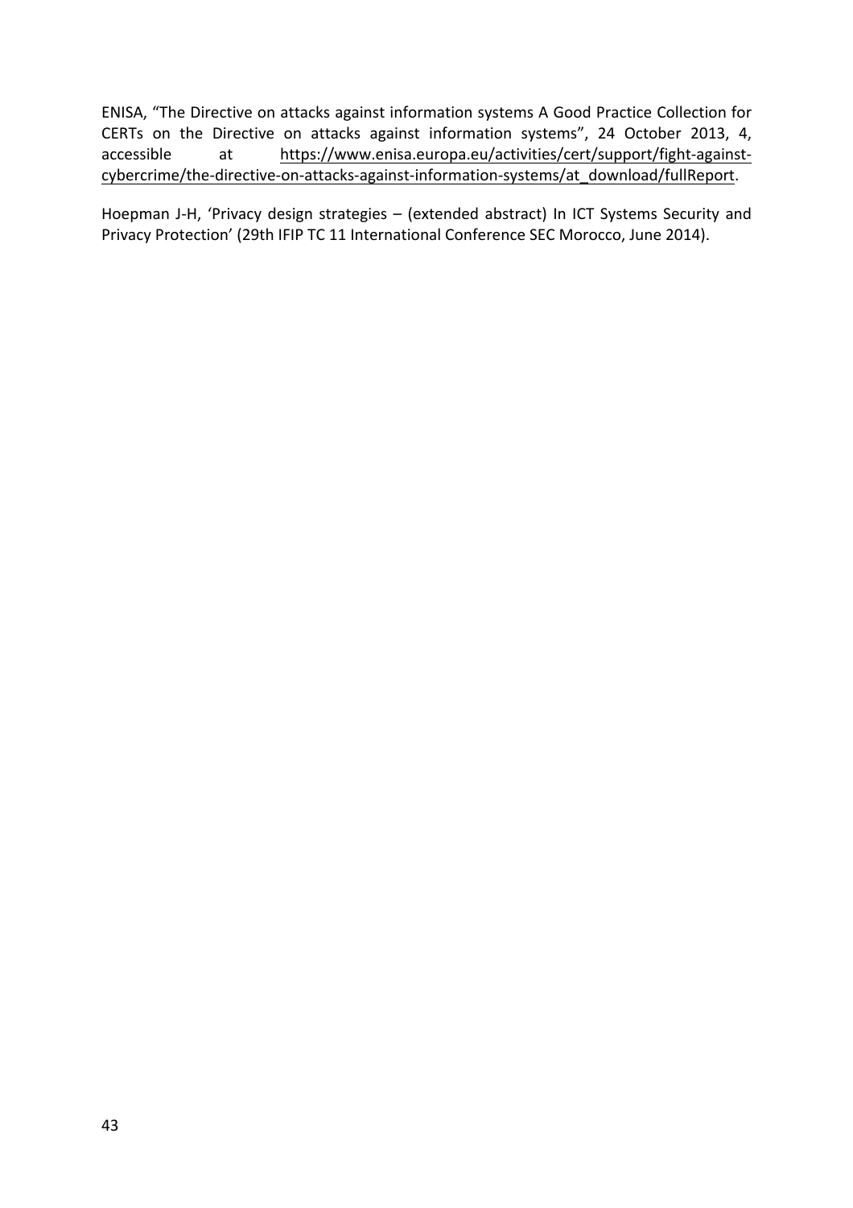ENISA, "The Directive on attacks against information systems A Good Practice Collection for CERTs on the Directive on attacks against information systems", 24 October 2013, 4, accessible at https://www.enisa.europa.eu/activities/cert/support/fight-against-cybercrime/the-directive-on-attacks-against-information-systems/at_download/fullReport.

Hoepman J-H, 'Privacy design strategies – (extended abstract) In ICT Systems Security and Privacy Protection' (29th IFIP TC 11 International Conference SEC Morocco, June 2014).